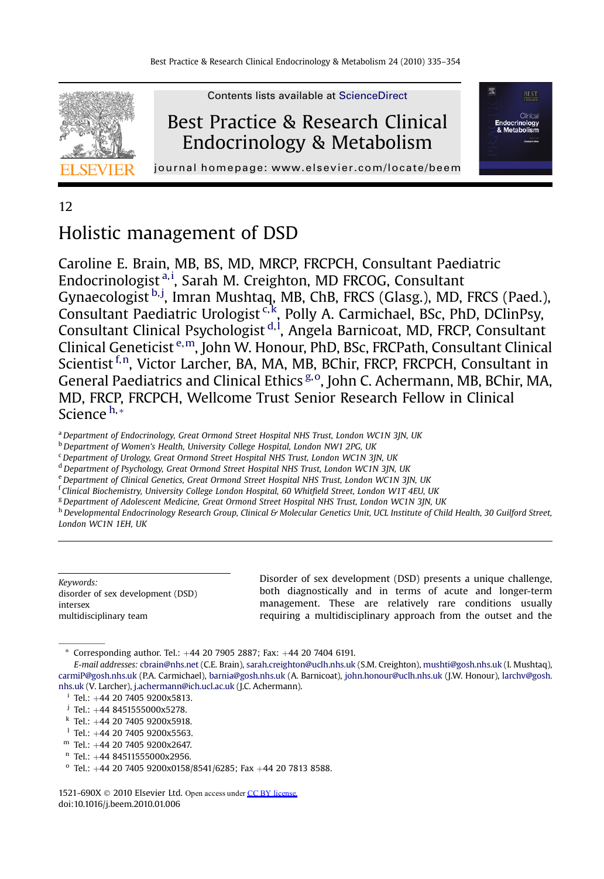Contents lists available at ScienceDirect

# Best Practice & Research Clinical Endocrinology & Metabolism

journal homepage: www.elsevier.com/locate/beem

12

# Holistic management of DSD

Caroline E. Brain, MB, BS, MD, MRCP, FRCPCH, Consultant Paediatric Endocrinologist [a,i], Sarah M. Creighton, MD FRCOG, Consultant Gynaecologist [b,j], Imran Mushtaq, MB, ChB, FRCS (Glasg.), MD, FRCS (Paed.), Consultant Paediatric Urologist [c,k], Polly A. Carmichael, BSc, PhD, DClinPsy, Consultant Clinical Psychologist [d,l], Angela Barnicoat, MD, FRCP, Consultant Clinical Geneticist [e,m], John W. Honour, PhD, BSc, FRCPath, Consultant Clinical Scientist [f,n], Victor Larcher, BA, MA, MB, BChir, FRCP, FRCPCH, Consultant in General Paediatrics and Clinical Ethics [g,o], John C. Achermann, MB, BChir, MA, MD, FRCP, FRCPCH, Wellcome Trust Senior Research Fellow in Clinical Science [h,*]

[a] Department of Endocrinology, Great Ormond Street Hospital NHS Trust, London WC1N 3JN, UK
[b] Department of Women's Health, University College Hospital, London NW1 2PG, UK
[c] Department of Urology, Great Ormond Street Hospital NHS Trust, London WC1N 3JN, UK
[d] Department of Psychology, Great Ormond Street Hospital NHS Trust, London WC1N 3JN, UK
[e] Department of Clinical Genetics, Great Ormond Street Hospital NHS Trust, London WC1N 3JN, UK
[f] Clinical Biochemistry, University College London Hospital, 60 Whitfield Street, London W1T 4EU, UK
[g] Department of Adolescent Medicine, Great Ormond Street Hospital NHS Trust, London WC1N 3JN, UK
[h] Developmental Endocrinology Research Group, Clinical & Molecular Genetics Unit, UCL Institute of Child Health, 30 Guilford Street, London WC1N 1EH, UK

*Keywords:*
disorder of sex development (DSD)
intersex
multidisciplinary team

Disorder of sex development (DSD) presents a unique challenge, both diagnostically and in terms of acute and longer-term management. These are relatively rare conditions usually requiring a multidisciplinary approach from the outset and the

\* Corresponding author. Tel.: +44 20 7905 2887; Fax: +44 20 7404 6191.
*E-mail addresses:* cbrain@nhs.net (C.E. Brain), sarah.creighton@uclh.nhs.uk (S.M. Creighton), mushti@gosh.nhs.uk (I. Mushtaq), carmiP@gosh.nhs.uk (P.A. Carmichael), barnia@gosh.nhs.uk (A. Barnicoat), john.honour@uclh.nhs.uk (J.W. Honour), larchv@gosh.nhs.uk (V. Larcher), j.achermann@ich.ucl.ac.uk (J.C. Achermann).
[i] Tel.: +44 20 7405 9200x5813.
[j] Tel.: +44 8451555000x5278.
[k] Tel.: +44 20 7405 9200x5918.
[l] Tel.: +44 20 7405 9200x5563.
[m] Tel.: +44 20 7405 9200x2647.
[n] Tel.: +44 84511555000x2956.
[o] Tel.: +44 20 7405 9200x0158/8541/6285; Fax +44 20 7813 8588.

1521-690X © 2010 Elsevier Ltd. Open access under CC BY license.
doi:10.1016/j.beem.2010.01.006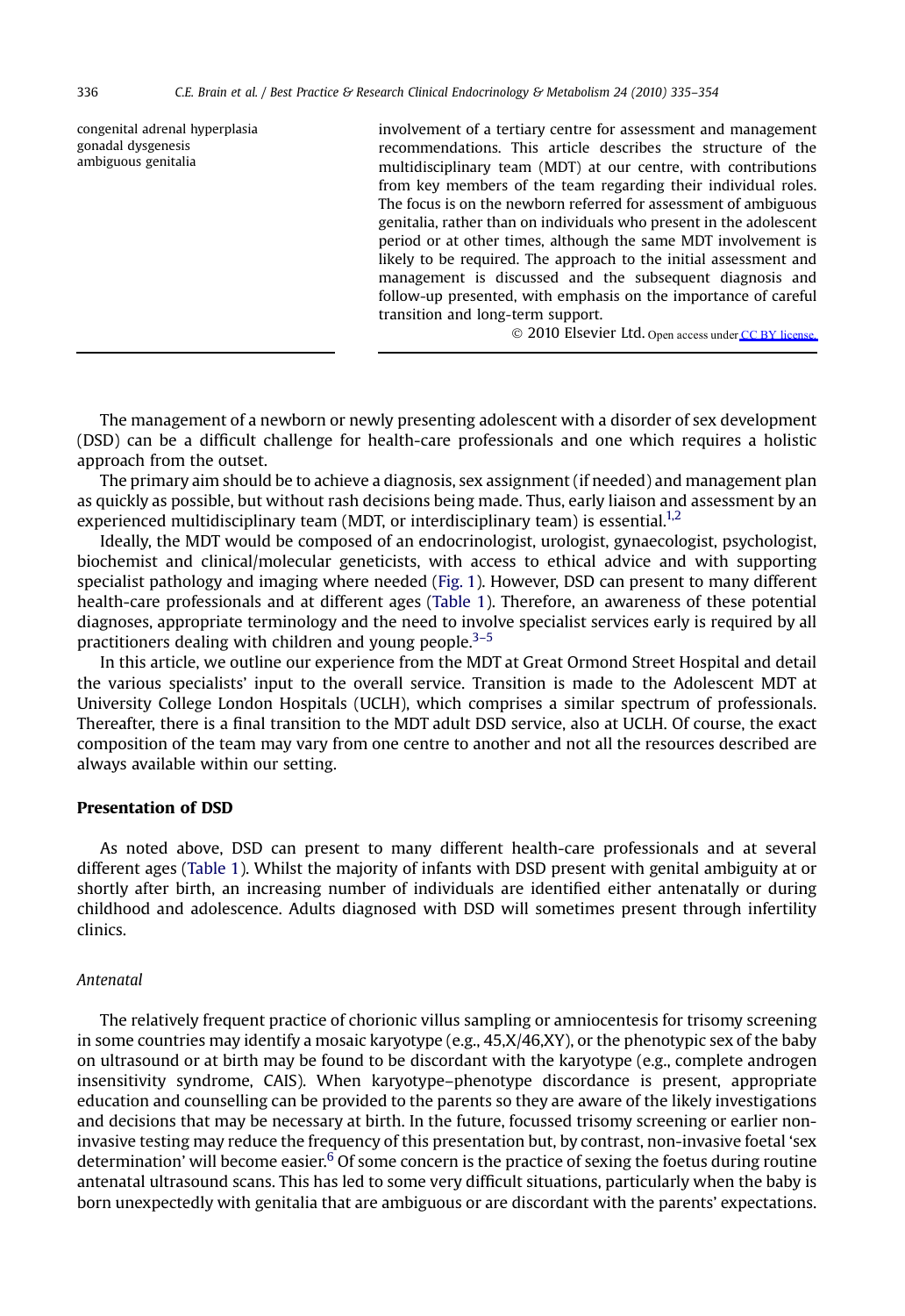congenital adrenal hyperplasia
gonadal dysgenesis
ambiguous genitalia

involvement of a tertiary centre for assessment and management recommendations. This article describes the structure of the multidisciplinary team (MDT) at our centre, with contributions from key members of the team regarding their individual roles. The focus is on the newborn referred for assessment of ambiguous genitalia, rather than on individuals who present in the adolescent period or at other times, although the same MDT involvement is likely to be required. The approach to the initial assessment and management is discussed and the subsequent diagnosis and follow-up presented, with emphasis on the importance of careful transition and long-term support.

© 2010 Elsevier Ltd. Open access under CC BY license.

The management of a newborn or newly presenting adolescent with a disorder of sex development (DSD) can be a difficult challenge for health-care professionals and one which requires a holistic approach from the outset.

The primary aim should be to achieve a diagnosis, sex assignment (if needed) and management plan as quickly as possible, but without rash decisions being made. Thus, early liaison and assessment by an experienced multidisciplinary team (MDT, or interdisciplinary team) is essential.[1,2]

Ideally, the MDT would be composed of an endocrinologist, urologist, gynaecologist, psychologist, biochemist and clinical/molecular geneticists, with access to ethical advice and with supporting specialist pathology and imaging where needed (Fig. 1). However, DSD can present to many different health-care professionals and at different ages (Table 1). Therefore, an awareness of these potential diagnoses, appropriate terminology and the need to involve specialist services early is required by all practitioners dealing with children and young people.[3–5]

In this article, we outline our experience from the MDT at Great Ormond Street Hospital and detail the various specialists' input to the overall service. Transition is made to the Adolescent MDT at University College London Hospitals (UCLH), which comprises a similar spectrum of professionals. Thereafter, there is a final transition to the MDT adult DSD service, also at UCLH. Of course, the exact composition of the team may vary from one centre to another and not all the resources described are always available within our setting.

## Presentation of DSD

As noted above, DSD can present to many different health-care professionals and at several different ages (Table 1). Whilst the majority of infants with DSD present with genital ambiguity at or shortly after birth, an increasing number of individuals are identified either antenatally or during childhood and adolescence. Adults diagnosed with DSD will sometimes present through infertility clinics.

### *Antenatal*

The relatively frequent practice of chorionic villus sampling or amniocentesis for trisomy screening in some countries may identify a mosaic karyotype (e.g., 45,X/46,XY), or the phenotypic sex of the baby on ultrasound or at birth may be found to be discordant with the karyotype (e.g., complete androgen insensitivity syndrome, CAIS). When karyotype–phenotype discordance is present, appropriate education and counselling can be provided to the parents so they are aware of the likely investigations and decisions that may be necessary at birth. In the future, focussed trisomy screening or earlier non-invasive testing may reduce the frequency of this presentation but, by contrast, non-invasive foetal 'sex determination' will become easier.[6] Of some concern is the practice of sexing the foetus during routine antenatal ultrasound scans. This has led to some very difficult situations, particularly when the baby is born unexpectedly with genitalia that are ambiguous or are discordant with the parents' expectations.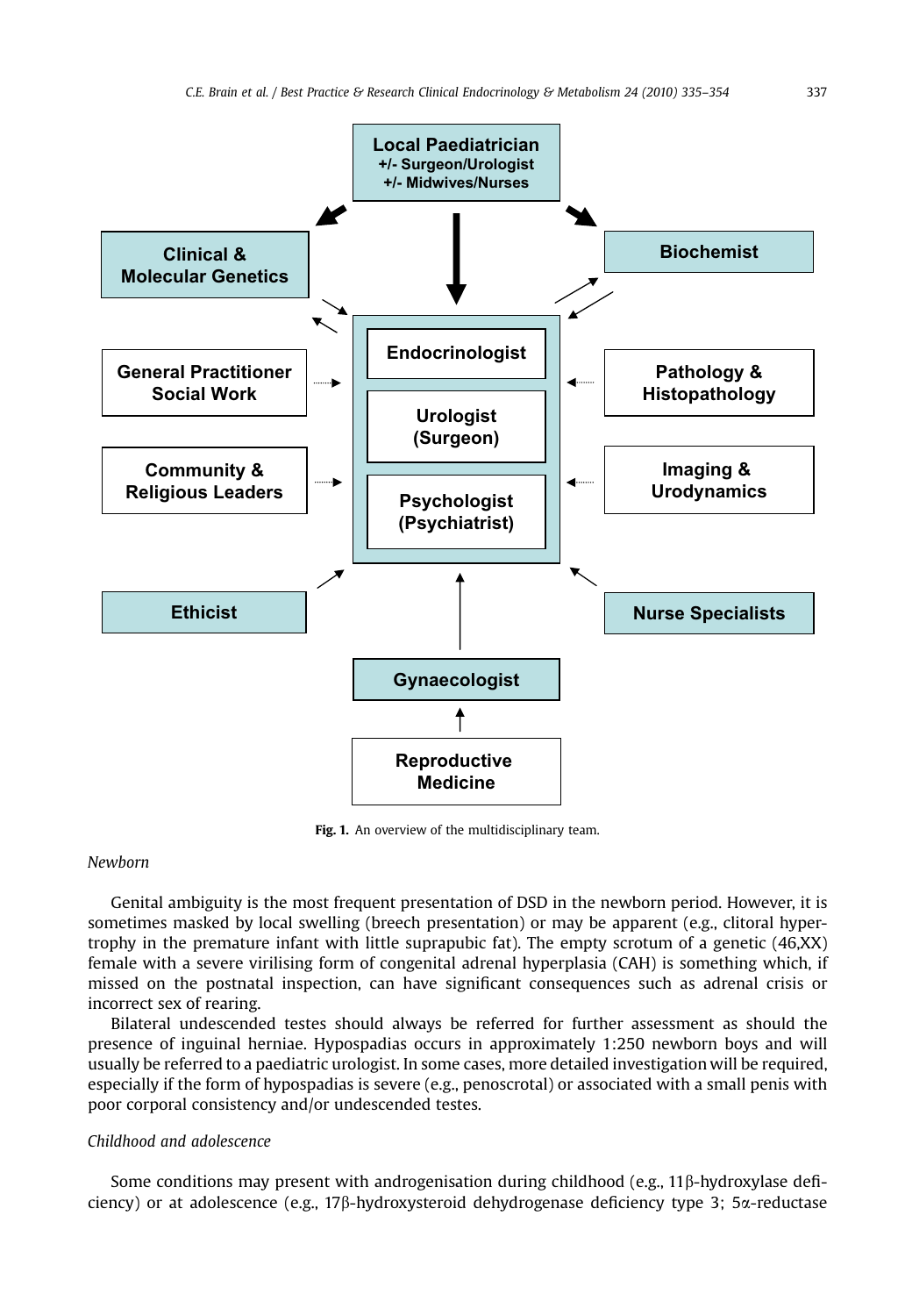Local Paediatrician
+/- Surgeon/Urologist
+/- Midwives/Nurses

Clinical & Molecular Genetics

Biochemist

Endocrinologist

Urologist (Surgeon)

Psychologist (Psychiatrist)

General Practitioner
Social Work

Pathology & Histopathology

Community & Religious Leaders

Imaging & Urodynamics

Ethicist

Nurse Specialists

Gynaecologist

Reproductive Medicine

**Fig. 1.** An overview of the multidisciplinary team.

*Newborn*

Genital ambiguity is the most frequent presentation of DSD in the newborn period. However, it is sometimes masked by local swelling (breech presentation) or may be apparent (e.g., clitoral hypertrophy in the premature infant with little suprapubic fat). The empty scrotum of a genetic (46,XX) female with a severe virilising form of congenital adrenal hyperplasia (CAH) is something which, if missed on the postnatal inspection, can have significant consequences such as adrenal crisis or incorrect sex of rearing.

Bilateral undescended testes should always be referred for further assessment as should the presence of inguinal herniae. Hypospadias occurs in approximately 1:250 newborn boys and will usually be referred to a paediatric urologist. In some cases, more detailed investigation will be required, especially if the form of hypospadias is severe (e.g., penoscrotal) or associated with a small penis with poor corporal consistency and/or undescended testes.

*Childhood and adolescence*

Some conditions may present with androgenisation during childhood (e.g., 11β-hydroxylase deficiency) or at adolescence (e.g., 17β-hydroxysteroid dehydrogenase deficiency type 3; 5α-reductase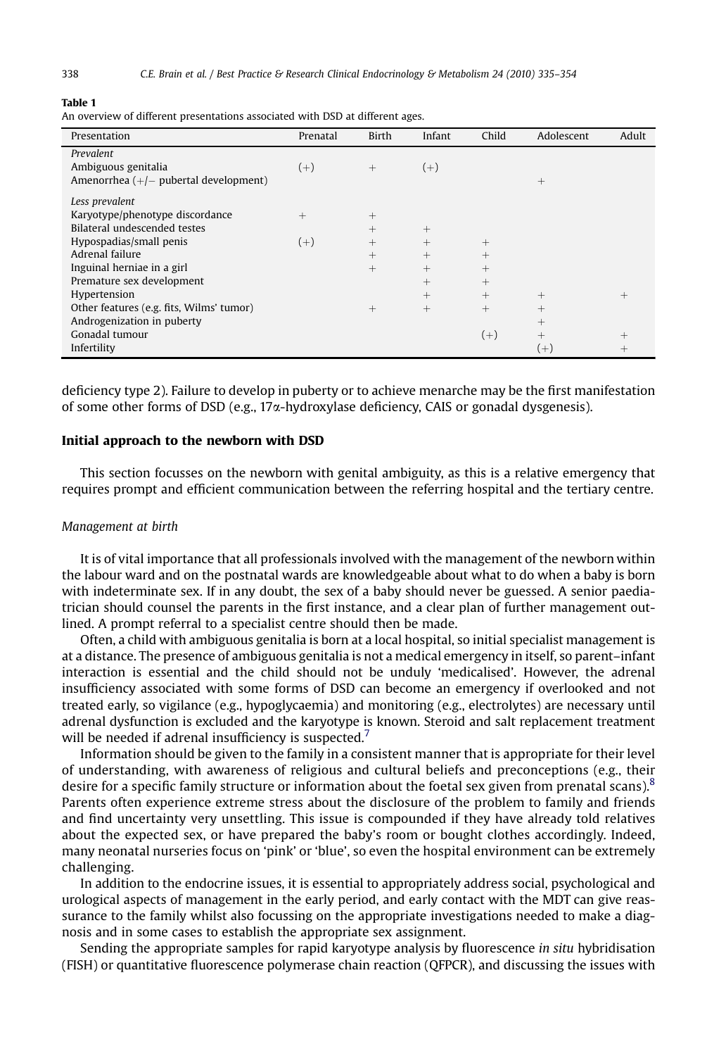**Table 1**

An overview of different presentations associated with DSD at different ages.

| Presentation | Prenatal | Birth | Infant | Child | Adolescent | Adult |
|---|---|---|---|---|---|---|
| *Prevalent* | | | | | | |
| Ambiguous genitalia | (+) | + | (+) | | | |
| Amenorrhea (+/− pubertal development) | | | | | + | |
| *Less prevalent* | | | | | | |
| Karyotype/phenotype discordance | + | + | | | | |
| Bilateral undescended testes | | + | + | | | |
| Hypospadias/small penis | (+) | + | + | + | | |
| Adrenal failure | | + | + | + | | |
| Inguinal herniae in a girl | | + | + | + | | |
| Premature sex development | | | + | + | | |
| Hypertension | | | + | + | + | + |
| Other features (e.g. fits, Wilms' tumor) | | + | + | + | + | |
| Androgenization in puberty | | | | | + | |
| Gonadal tumour | | | | (+) | + | + |
| Infertility | | | | | (+) | + |

deficiency type 2). Failure to develop in puberty or to achieve menarche may be the first manifestation of some other forms of DSD (e.g., 17α-hydroxylase deficiency, CAIS or gonadal dysgenesis).

## Initial approach to the newborn with DSD

This section focusses on the newborn with genital ambiguity, as this is a relative emergency that requires prompt and efficient communication between the referring hospital and the tertiary centre.

### *Management at birth*

It is of vital importance that all professionals involved with the management of the newborn within the labour ward and on the postnatal wards are knowledgeable about what to do when a baby is born with indeterminate sex. If in any doubt, the sex of a baby should never be guessed. A senior paediatrician should counsel the parents in the first instance, and a clear plan of further management outlined. A prompt referral to a specialist centre should then be made.

Often, a child with ambiguous genitalia is born at a local hospital, so initial specialist management is at a distance. The presence of ambiguous genitalia is not a medical emergency in itself, so parent–infant interaction is essential and the child should not be unduly 'medicalised'. However, the adrenal insufficiency associated with some forms of DSD can become an emergency if overlooked and not treated early, so vigilance (e.g., hypoglycaemia) and monitoring (e.g., electrolytes) are necessary until adrenal dysfunction is excluded and the karyotype is known. Steroid and salt replacement treatment will be needed if adrenal insufficiency is suspected.[7]

Information should be given to the family in a consistent manner that is appropriate for their level of understanding, with awareness of religious and cultural beliefs and preconceptions (e.g., their desire for a specific family structure or information about the foetal sex given from prenatal scans).[8] Parents often experience extreme stress about the disclosure of the problem to family and friends and find uncertainty very unsettling. This issue is compounded if they have already told relatives about the expected sex, or have prepared the baby's room or bought clothes accordingly. Indeed, many neonatal nurseries focus on 'pink' or 'blue', so even the hospital environment can be extremely challenging.

In addition to the endocrine issues, it is essential to appropriately address social, psychological and urological aspects of management in the early period, and early contact with the MDT can give reassurance to the family whilst also focussing on the appropriate investigations needed to make a diagnosis and in some cases to establish the appropriate sex assignment.

Sending the appropriate samples for rapid karyotype analysis by fluorescence *in situ* hybridisation (FISH) or quantitative fluorescence polymerase chain reaction (QFPCR), and discussing the issues with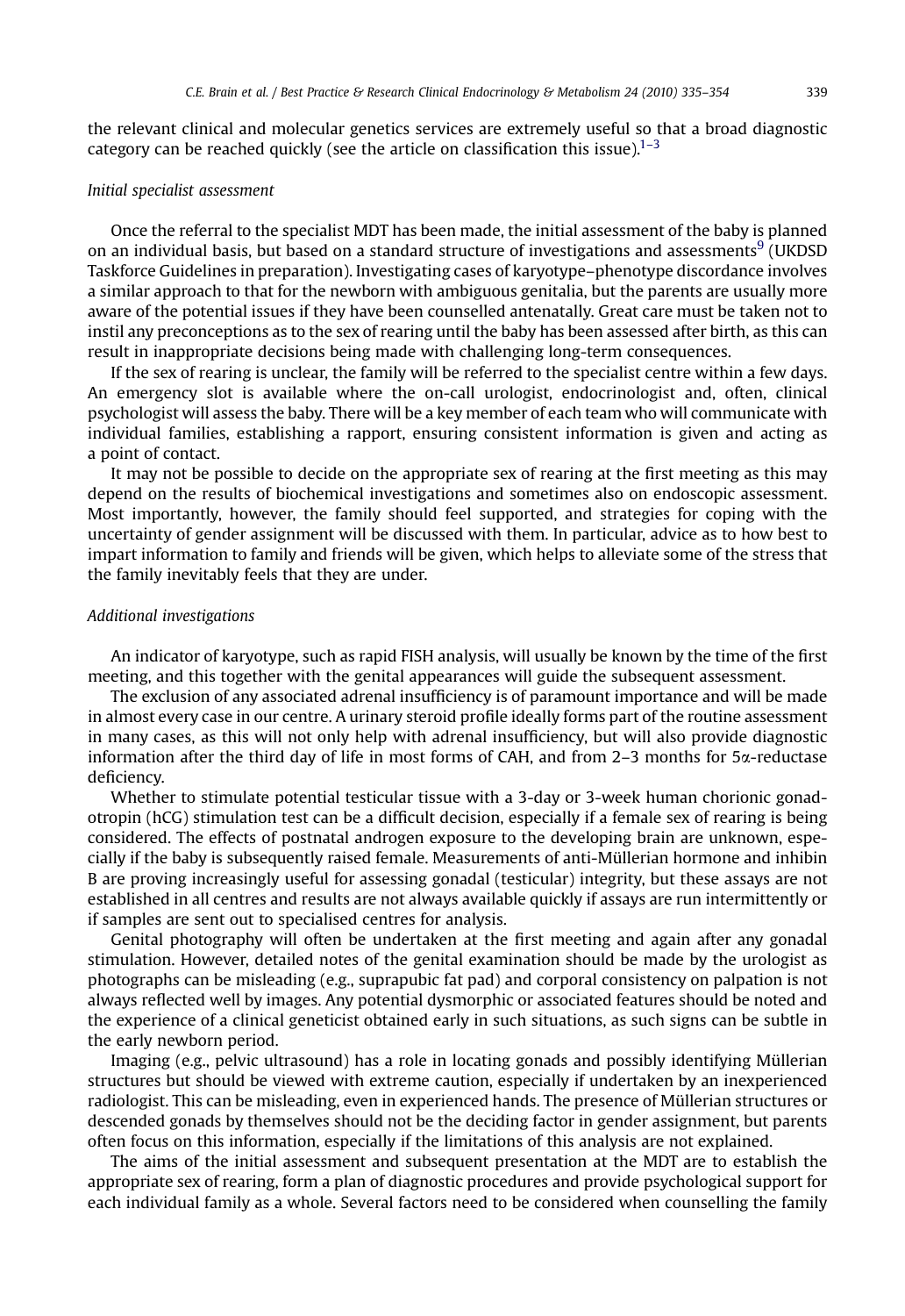the relevant clinical and molecular genetics services are extremely useful so that a broad diagnostic category can be reached quickly (see the article on classification this issue).[1–3]

*Initial specialist assessment*

Once the referral to the specialist MDT has been made, the initial assessment of the baby is planned on an individual basis, but based on a standard structure of investigations and assessments[9] (UKDSD Taskforce Guidelines in preparation). Investigating cases of karyotype–phenotype discordance involves a similar approach to that for the newborn with ambiguous genitalia, but the parents are usually more aware of the potential issues if they have been counselled antenatally. Great care must be taken not to instil any preconceptions as to the sex of rearing until the baby has been assessed after birth, as this can result in inappropriate decisions being made with challenging long-term consequences.

If the sex of rearing is unclear, the family will be referred to the specialist centre within a few days. An emergency slot is available where the on-call urologist, endocrinologist and, often, clinical psychologist will assess the baby. There will be a key member of each team who will communicate with individual families, establishing a rapport, ensuring consistent information is given and acting as a point of contact.

It may not be possible to decide on the appropriate sex of rearing at the first meeting as this may depend on the results of biochemical investigations and sometimes also on endoscopic assessment. Most importantly, however, the family should feel supported, and strategies for coping with the uncertainty of gender assignment will be discussed with them. In particular, advice as to how best to impart information to family and friends will be given, which helps to alleviate some of the stress that the family inevitably feels that they are under.

*Additional investigations*

An indicator of karyotype, such as rapid FISH analysis, will usually be known by the time of the first meeting, and this together with the genital appearances will guide the subsequent assessment.

The exclusion of any associated adrenal insufficiency is of paramount importance and will be made in almost every case in our centre. A urinary steroid profile ideally forms part of the routine assessment in many cases, as this will not only help with adrenal insufficiency, but will also provide diagnostic information after the third day of life in most forms of CAH, and from 2–3 months for 5α-reductase deficiency.

Whether to stimulate potential testicular tissue with a 3-day or 3-week human chorionic gonadotropin (hCG) stimulation test can be a difficult decision, especially if a female sex of rearing is being considered. The effects of postnatal androgen exposure to the developing brain are unknown, especially if the baby is subsequently raised female. Measurements of anti-Müllerian hormone and inhibin B are proving increasingly useful for assessing gonadal (testicular) integrity, but these assays are not established in all centres and results are not always available quickly if assays are run intermittently or if samples are sent out to specialised centres for analysis.

Genital photography will often be undertaken at the first meeting and again after any gonadal stimulation. However, detailed notes of the genital examination should be made by the urologist as photographs can be misleading (e.g., suprapubic fat pad) and corporal consistency on palpation is not always reflected well by images. Any potential dysmorphic or associated features should be noted and the experience of a clinical geneticist obtained early in such situations, as such signs can be subtle in the early newborn period.

Imaging (e.g., pelvic ultrasound) has a role in locating gonads and possibly identifying Müllerian structures but should be viewed with extreme caution, especially if undertaken by an inexperienced radiologist. This can be misleading, even in experienced hands. The presence of Müllerian structures or descended gonads by themselves should not be the deciding factor in gender assignment, but parents often focus on this information, especially if the limitations of this analysis are not explained.

The aims of the initial assessment and subsequent presentation at the MDT are to establish the appropriate sex of rearing, form a plan of diagnostic procedures and provide psychological support for each individual family as a whole. Several factors need to be considered when counselling the family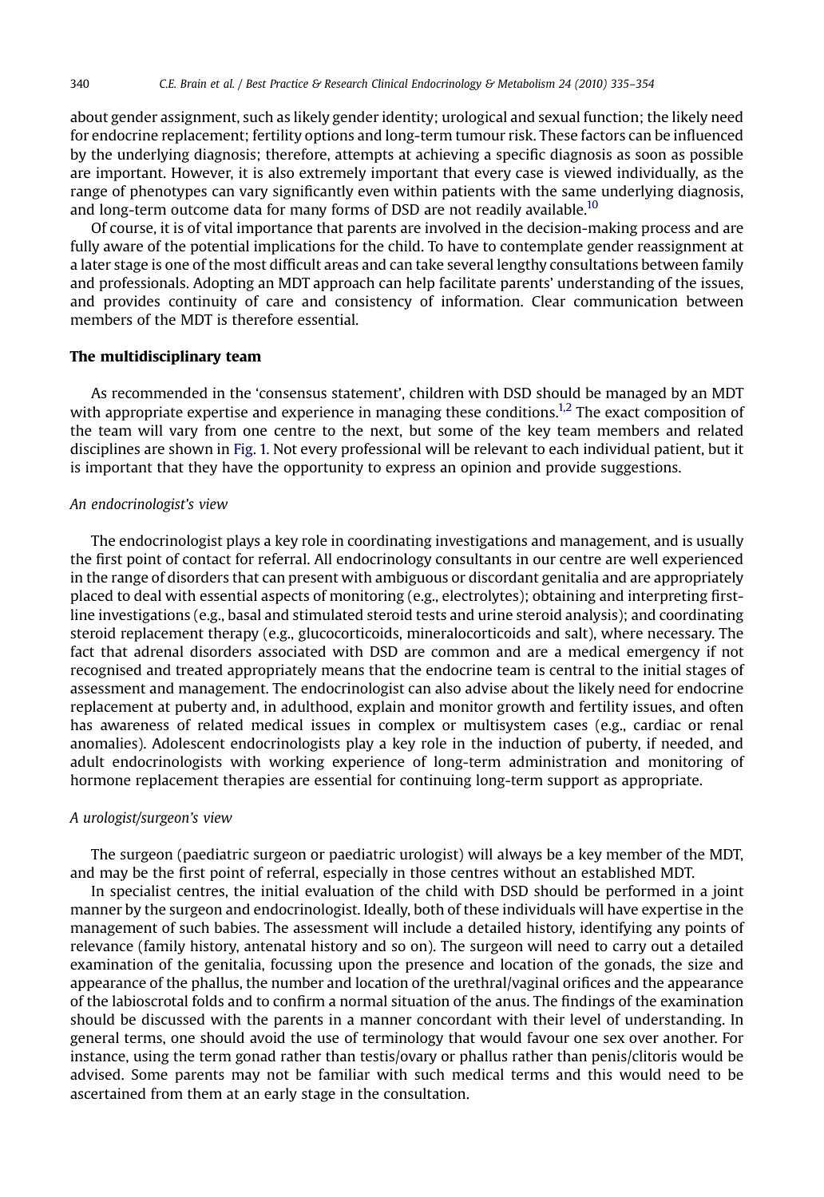about gender assignment, such as likely gender identity; urological and sexual function; the likely need for endocrine replacement; fertility options and long-term tumour risk. These factors can be influenced by the underlying diagnosis; therefore, attempts at achieving a specific diagnosis as soon as possible are important. However, it is also extremely important that every case is viewed individually, as the range of phenotypes can vary significantly even within patients with the same underlying diagnosis, and long-term outcome data for many forms of DSD are not readily available.[10]

Of course, it is of vital importance that parents are involved in the decision-making process and are fully aware of the potential implications for the child. To have to contemplate gender reassignment at a later stage is one of the most difficult areas and can take several lengthy consultations between family and professionals. Adopting an MDT approach can help facilitate parents' understanding of the issues, and provides continuity of care and consistency of information. Clear communication between members of the MDT is therefore essential.

## The multidisciplinary team

As recommended in the 'consensus statement', children with DSD should be managed by an MDT with appropriate expertise and experience in managing these conditions.[1,2] The exact composition of the team will vary from one centre to the next, but some of the key team members and related disciplines are shown in Fig. 1. Not every professional will be relevant to each individual patient, but it is important that they have the opportunity to express an opinion and provide suggestions.

### *An endocrinologist's view*

The endocrinologist plays a key role in coordinating investigations and management, and is usually the first point of contact for referral. All endocrinology consultants in our centre are well experienced in the range of disorders that can present with ambiguous or discordant genitalia and are appropriately placed to deal with essential aspects of monitoring (e.g., electrolytes); obtaining and interpreting first-line investigations (e.g., basal and stimulated steroid tests and urine steroid analysis); and coordinating steroid replacement therapy (e.g., glucocorticoids, mineralocorticoids and salt), where necessary. The fact that adrenal disorders associated with DSD are common and are a medical emergency if not recognised and treated appropriately means that the endocrine team is central to the initial stages of assessment and management. The endocrinologist can also advise about the likely need for endocrine replacement at puberty and, in adulthood, explain and monitor growth and fertility issues, and often has awareness of related medical issues in complex or multisystem cases (e.g., cardiac or renal anomalies). Adolescent endocrinologists play a key role in the induction of puberty, if needed, and adult endocrinologists with working experience of long-term administration and monitoring of hormone replacement therapies are essential for continuing long-term support as appropriate.

### *A urologist/surgeon's view*

The surgeon (paediatric surgeon or paediatric urologist) will always be a key member of the MDT, and may be the first point of referral, especially in those centres without an established MDT.

In specialist centres, the initial evaluation of the child with DSD should be performed in a joint manner by the surgeon and endocrinologist. Ideally, both of these individuals will have expertise in the management of such babies. The assessment will include a detailed history, identifying any points of relevance (family history, antenatal history and so on). The surgeon will need to carry out a detailed examination of the genitalia, focussing upon the presence and location of the gonads, the size and appearance of the phallus, the number and location of the urethral/vaginal orifices and the appearance of the labioscrotal folds and to confirm a normal situation of the anus. The findings of the examination should be discussed with the parents in a manner concordant with their level of understanding. In general terms, one should avoid the use of terminology that would favour one sex over another. For instance, using the term gonad rather than testis/ovary or phallus rather than penis/clitoris would be advised. Some parents may not be familiar with such medical terms and this would need to be ascertained from them at an early stage in the consultation.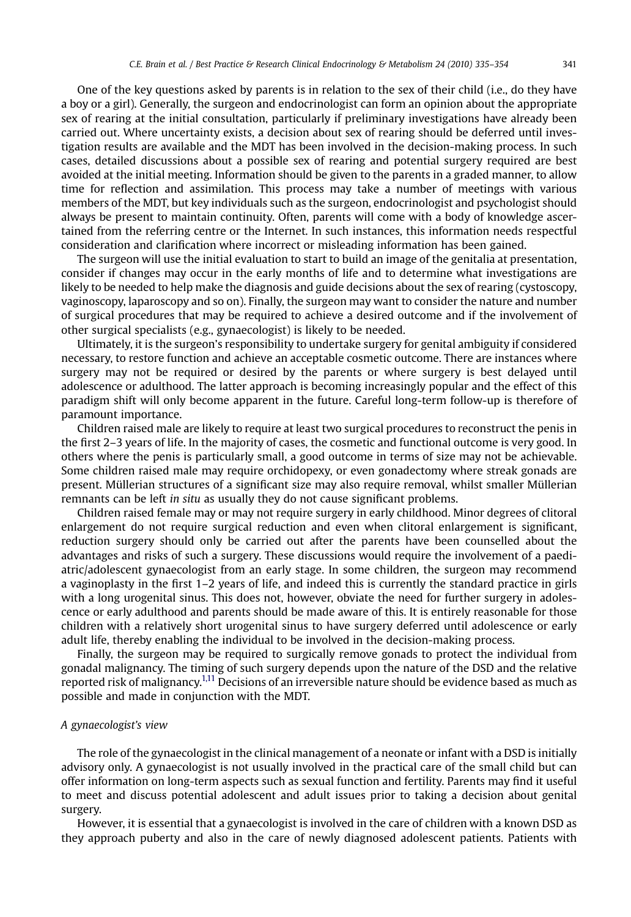One of the key questions asked by parents is in relation to the sex of their child (i.e., do they have a boy or a girl). Generally, the surgeon and endocrinologist can form an opinion about the appropriate sex of rearing at the initial consultation, particularly if preliminary investigations have already been carried out. Where uncertainty exists, a decision about sex of rearing should be deferred until investigation results are available and the MDT has been involved in the decision-making process. In such cases, detailed discussions about a possible sex of rearing and potential surgery required are best avoided at the initial meeting. Information should be given to the parents in a graded manner, to allow time for reflection and assimilation. This process may take a number of meetings with various members of the MDT, but key individuals such as the surgeon, endocrinologist and psychologist should always be present to maintain continuity. Often, parents will come with a body of knowledge ascertained from the referring centre or the Internet. In such instances, this information needs respectful consideration and clarification where incorrect or misleading information has been gained.

The surgeon will use the initial evaluation to start to build an image of the genitalia at presentation, consider if changes may occur in the early months of life and to determine what investigations are likely to be needed to help make the diagnosis and guide decisions about the sex of rearing (cystoscopy, vaginoscopy, laparoscopy and so on). Finally, the surgeon may want to consider the nature and number of surgical procedures that may be required to achieve a desired outcome and if the involvement of other surgical specialists (e.g., gynaecologist) is likely to be needed.

Ultimately, it is the surgeon's responsibility to undertake surgery for genital ambiguity if considered necessary, to restore function and achieve an acceptable cosmetic outcome. There are instances where surgery may not be required or desired by the parents or where surgery is best delayed until adolescence or adulthood. The latter approach is becoming increasingly popular and the effect of this paradigm shift will only become apparent in the future. Careful long-term follow-up is therefore of paramount importance.

Children raised male are likely to require at least two surgical procedures to reconstruct the penis in the first 2–3 years of life. In the majority of cases, the cosmetic and functional outcome is very good. In others where the penis is particularly small, a good outcome in terms of size may not be achievable. Some children raised male may require orchidopexy, or even gonadectomy where streak gonads are present. Müllerian structures of a significant size may also require removal, whilst smaller Müllerian remnants can be left *in situ* as usually they do not cause significant problems.

Children raised female may or may not require surgery in early childhood. Minor degrees of clitoral enlargement do not require surgical reduction and even when clitoral enlargement is significant, reduction surgery should only be carried out after the parents have been counselled about the advantages and risks of such a surgery. These discussions would require the involvement of a paediatric/adolescent gynaecologist from an early stage. In some children, the surgeon may recommend a vaginoplasty in the first 1–2 years of life, and indeed this is currently the standard practice in girls with a long urogenital sinus. This does not, however, obviate the need for further surgery in adolescence or early adulthood and parents should be made aware of this. It is entirely reasonable for those children with a relatively short urogenital sinus to have surgery deferred until adolescence or early adult life, thereby enabling the individual to be involved in the decision-making process.

Finally, the surgeon may be required to surgically remove gonads to protect the individual from gonadal malignancy. The timing of such surgery depends upon the nature of the DSD and the relative reported risk of malignancy.[1,11] Decisions of an irreversible nature should be evidence based as much as possible and made in conjunction with the MDT.

### *A gynaecologist's view*

The role of the gynaecologist in the clinical management of a neonate or infant with a DSD is initially advisory only. A gynaecologist is not usually involved in the practical care of the small child but can offer information on long-term aspects such as sexual function and fertility. Parents may find it useful to meet and discuss potential adolescent and adult issues prior to taking a decision about genital surgery.

However, it is essential that a gynaecologist is involved in the care of children with a known DSD as they approach puberty and also in the care of newly diagnosed adolescent patients. Patients with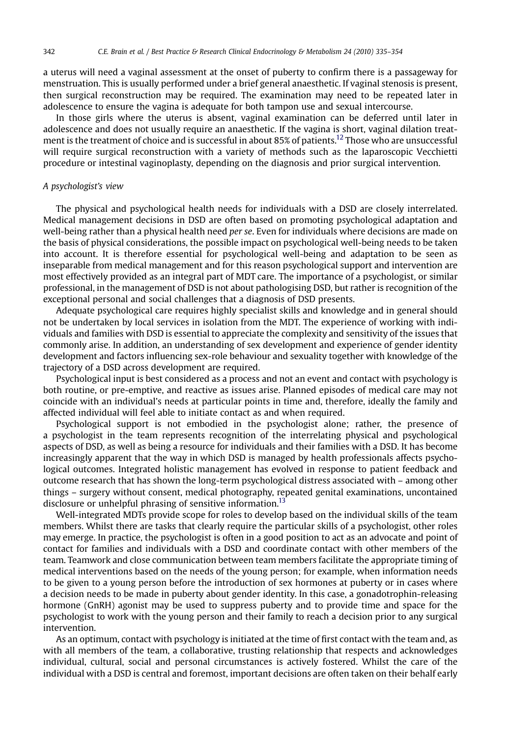a uterus will need a vaginal assessment at the onset of puberty to confirm there is a passageway for menstruation. This is usually performed under a brief general anaesthetic. If vaginal stenosis is present, then surgical reconstruction may be required. The examination may need to be repeated later in adolescence to ensure the vagina is adequate for both tampon use and sexual intercourse.

In those girls where the uterus is absent, vaginal examination can be deferred until later in adolescence and does not usually require an anaesthetic. If the vagina is short, vaginal dilation treatment is the treatment of choice and is successful in about 85% of patients.[12] Those who are unsuccessful will require surgical reconstruction with a variety of methods such as the laparoscopic Vecchietti procedure or intestinal vaginoplasty, depending on the diagnosis and prior surgical intervention.

### *A psychologist's view*

The physical and psychological health needs for individuals with a DSD are closely interrelated. Medical management decisions in DSD are often based on promoting psychological adaptation and well-being rather than a physical health need *per se*. Even for individuals where decisions are made on the basis of physical considerations, the possible impact on psychological well-being needs to be taken into account. It is therefore essential for psychological well-being and adaptation to be seen as inseparable from medical management and for this reason psychological support and intervention are most effectively provided as an integral part of MDT care. The importance of a psychologist, or similar professional, in the management of DSD is not about pathologising DSD, but rather is recognition of the exceptional personal and social challenges that a diagnosis of DSD presents.

Adequate psychological care requires highly specialist skills and knowledge and in general should not be undertaken by local services in isolation from the MDT. The experience of working with individuals and families with DSD is essential to appreciate the complexity and sensitivity of the issues that commonly arise. In addition, an understanding of sex development and experience of gender identity development and factors influencing sex-role behaviour and sexuality together with knowledge of the trajectory of a DSD across development are required.

Psychological input is best considered as a process and not an event and contact with psychology is both routine, or pre-emptive, and reactive as issues arise. Planned episodes of medical care may not coincide with an individual's needs at particular points in time and, therefore, ideally the family and affected individual will feel able to initiate contact as and when required.

Psychological support is not embodied in the psychologist alone; rather, the presence of a psychologist in the team represents recognition of the interrelating physical and psychological aspects of DSD, as well as being a resource for individuals and their families with a DSD. It has become increasingly apparent that the way in which DSD is managed by health professionals affects psychological outcomes. Integrated holistic management has evolved in response to patient feedback and outcome research that has shown the long-term psychological distress associated with – among other things – surgery without consent, medical photography, repeated genital examinations, uncontained disclosure or unhelpful phrasing of sensitive information.[13]

Well-integrated MDTs provide scope for roles to develop based on the individual skills of the team members. Whilst there are tasks that clearly require the particular skills of a psychologist, other roles may emerge. In practice, the psychologist is often in a good position to act as an advocate and point of contact for families and individuals with a DSD and coordinate contact with other members of the team. Teamwork and close communication between team members facilitate the appropriate timing of medical interventions based on the needs of the young person; for example, when information needs to be given to a young person before the introduction of sex hormones at puberty or in cases where a decision needs to be made in puberty about gender identity. In this case, a gonadotrophin-releasing hormone (GnRH) agonist may be used to suppress puberty and to provide time and space for the psychologist to work with the young person and their family to reach a decision prior to any surgical intervention.

As an optimum, contact with psychology is initiated at the time of first contact with the team and, as with all members of the team, a collaborative, trusting relationship that respects and acknowledges individual, cultural, social and personal circumstances is actively fostered. Whilst the care of the individual with a DSD is central and foremost, important decisions are often taken on their behalf early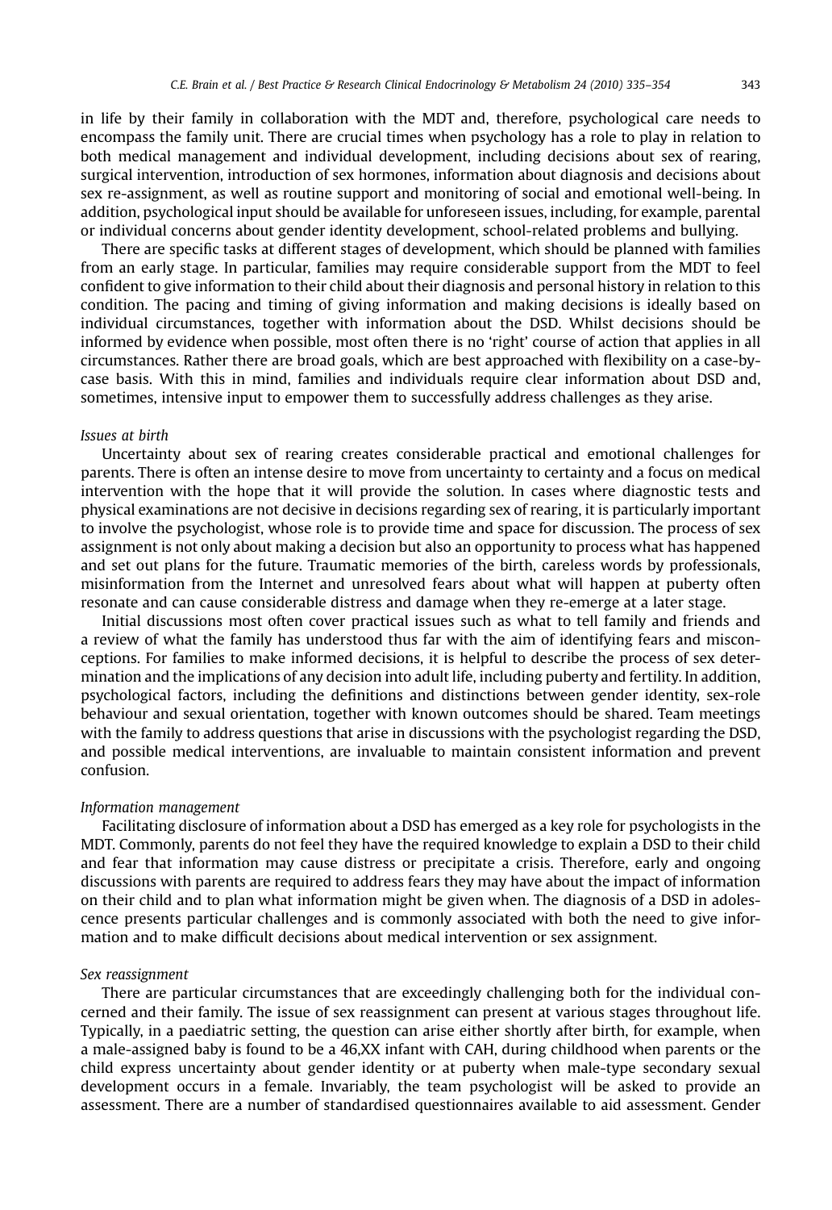in life by their family in collaboration with the MDT and, therefore, psychological care needs to encompass the family unit. There are crucial times when psychology has a role to play in relation to both medical management and individual development, including decisions about sex of rearing, surgical intervention, introduction of sex hormones, information about diagnosis and decisions about sex re-assignment, as well as routine support and monitoring of social and emotional well-being. In addition, psychological input should be available for unforeseen issues, including, for example, parental or individual concerns about gender identity development, school-related problems and bullying.

There are specific tasks at different stages of development, which should be planned with families from an early stage. In particular, families may require considerable support from the MDT to feel confident to give information to their child about their diagnosis and personal history in relation to this condition. The pacing and timing of giving information and making decisions is ideally based on individual circumstances, together with information about the DSD. Whilst decisions should be informed by evidence when possible, most often there is no 'right' course of action that applies in all circumstances. Rather there are broad goals, which are best approached with flexibility on a case-by-case basis. With this in mind, families and individuals require clear information about DSD and, sometimes, intensive input to empower them to successfully address challenges as they arise.

*Issues at birth*

Uncertainty about sex of rearing creates considerable practical and emotional challenges for parents. There is often an intense desire to move from uncertainty to certainty and a focus on medical intervention with the hope that it will provide the solution. In cases where diagnostic tests and physical examinations are not decisive in decisions regarding sex of rearing, it is particularly important to involve the psychologist, whose role is to provide time and space for discussion. The process of sex assignment is not only about making a decision but also an opportunity to process what has happened and set out plans for the future. Traumatic memories of the birth, careless words by professionals, misinformation from the Internet and unresolved fears about what will happen at puberty often resonate and can cause considerable distress and damage when they re-emerge at a later stage.

Initial discussions most often cover practical issues such as what to tell family and friends and a review of what the family has understood thus far with the aim of identifying fears and misconceptions. For families to make informed decisions, it is helpful to describe the process of sex determination and the implications of any decision into adult life, including puberty and fertility. In addition, psychological factors, including the definitions and distinctions between gender identity, sex-role behaviour and sexual orientation, together with known outcomes should be shared. Team meetings with the family to address questions that arise in discussions with the psychologist regarding the DSD, and possible medical interventions, are invaluable to maintain consistent information and prevent confusion.

*Information management*

Facilitating disclosure of information about a DSD has emerged as a key role for psychologists in the MDT. Commonly, parents do not feel they have the required knowledge to explain a DSD to their child and fear that information may cause distress or precipitate a crisis. Therefore, early and ongoing discussions with parents are required to address fears they may have about the impact of information on their child and to plan what information might be given when. The diagnosis of a DSD in adolescence presents particular challenges and is commonly associated with both the need to give information and to make difficult decisions about medical intervention or sex assignment.

*Sex reassignment*

There are particular circumstances that are exceedingly challenging both for the individual concerned and their family. The issue of sex reassignment can present at various stages throughout life. Typically, in a paediatric setting, the question can arise either shortly after birth, for example, when a male-assigned baby is found to be a 46,XX infant with CAH, during childhood when parents or the child express uncertainty about gender identity or at puberty when male-type secondary sexual development occurs in a female. Invariably, the team psychologist will be asked to provide an assessment. There are a number of standardised questionnaires available to aid assessment. Gender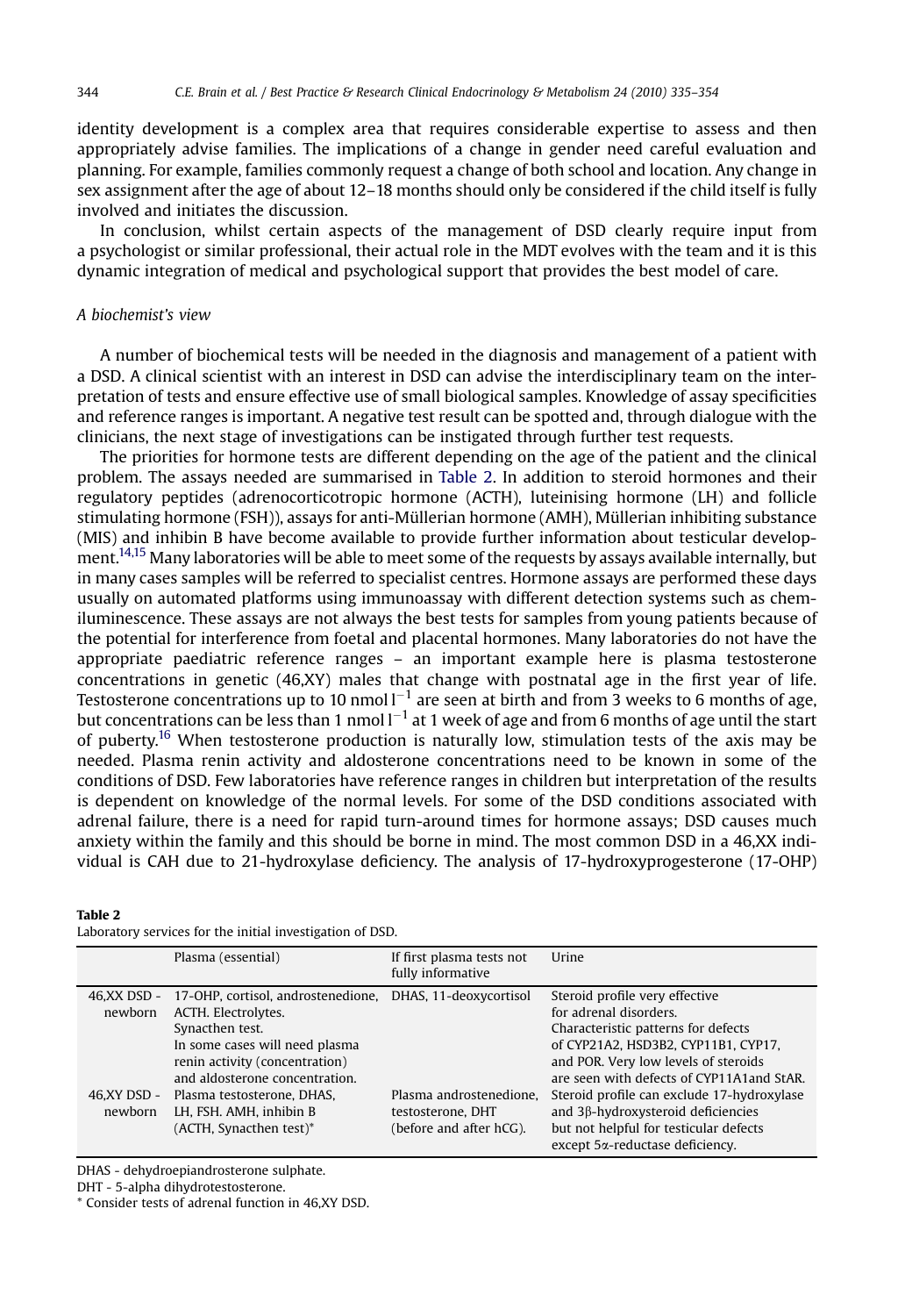identity development is a complex area that requires considerable expertise to assess and then appropriately advise families. The implications of a change in gender need careful evaluation and planning. For example, families commonly request a change of both school and location. Any change in sex assignment after the age of about 12–18 months should only be considered if the child itself is fully involved and initiates the discussion.

In conclusion, whilst certain aspects of the management of DSD clearly require input from a psychologist or similar professional, their actual role in the MDT evolves with the team and it is this dynamic integration of medical and psychological support that provides the best model of care.

### A biochemist's view

A number of biochemical tests will be needed in the diagnosis and management of a patient with a DSD. A clinical scientist with an interest in DSD can advise the interdisciplinary team on the interpretation of tests and ensure effective use of small biological samples. Knowledge of assay specificities and reference ranges is important. A negative test result can be spotted and, through dialogue with the clinicians, the next stage of investigations can be instigated through further test requests.

The priorities for hormone tests are different depending on the age of the patient and the clinical problem. The assays needed are summarised in Table 2. In addition to steroid hormones and their regulatory peptides (adrenocorticotropic hormone (ACTH), luteinising hormone (LH) and follicle stimulating hormone (FSH)), assays for anti-Müllerian hormone (AMH), Müllerian inhibiting substance (MIS) and inhibin B have become available to provide further information about testicular development.[14,15] Many laboratories will be able to meet some of the requests by assays available internally, but in many cases samples will be referred to specialist centres. Hormone assays are performed these days usually on automated platforms using immunoassay with different detection systems such as chemiluminescence. These assays are not always the best tests for samples from young patients because of the potential for interference from foetal and placental hormones. Many laboratories do not have the appropriate paediatric reference ranges – an important example here is plasma testosterone concentrations in genetic (46,XY) males that change with postnatal age in the first year of life. Testosterone concentrations up to 10 nmol $l^{-1}$ are seen at birth and from 3 weeks to 6 months of age, but concentrations can be less than 1 nmol $l^{-1}$ at 1 week of age and from 6 months of age until the start of puberty.[16] When testosterone production is naturally low, stimulation tests of the axis may be needed. Plasma renin activity and aldosterone concentrations need to be known in some of the conditions of DSD. Few laboratories have reference ranges in children but interpretation of the results is dependent on knowledge of the normal levels. For some of the DSD conditions associated with adrenal failure, there is a need for rapid turn-around times for hormone assays; DSD causes much anxiety within the family and this should be borne in mind. The most common DSD in a 46,XX individual is CAH due to 21-hydroxylase deficiency. The analysis of 17-hydroxyprogesterone (17-OHP)

**Table 2**
Laboratory services for the initial investigation of DSD.

| | Plasma (essential) | If first plasma tests not fully informative | Urine |
|---|---|---|---|
| 46,XX DSD - newborn | 17-OHP, cortisol, androstenedione, ACTH. Electrolytes. Synacthen test. In some cases will need plasma renin activity (concentration) and aldosterone concentration. | DHAS, 11-deoxycortisol | Steroid profile very effective for adrenal disorders. Characteristic patterns for defects of CYP21A2, HSD3B2, CYP11B1, CYP17, and POR. Very low levels of steroids are seen with defects of CYP11A1and StAR. |
| 46,XY DSD - newborn | Plasma testosterone, DHAS, LH, FSH. AMH, inhibin B (ACTH, Synacthen test)* | Plasma androstenedione, testosterone, DHT (before and after hCG). | Steroid profile can exclude 17-hydroxylase and 3β-hydroxysteroid deficiencies but not helpful for testicular defects except 5α-reductase deficiency. |

DHAS - dehydroepiandrosterone sulphate.
DHT - 5-alpha dihydrotestosterone.
* Consider tests of adrenal function in 46,XY DSD.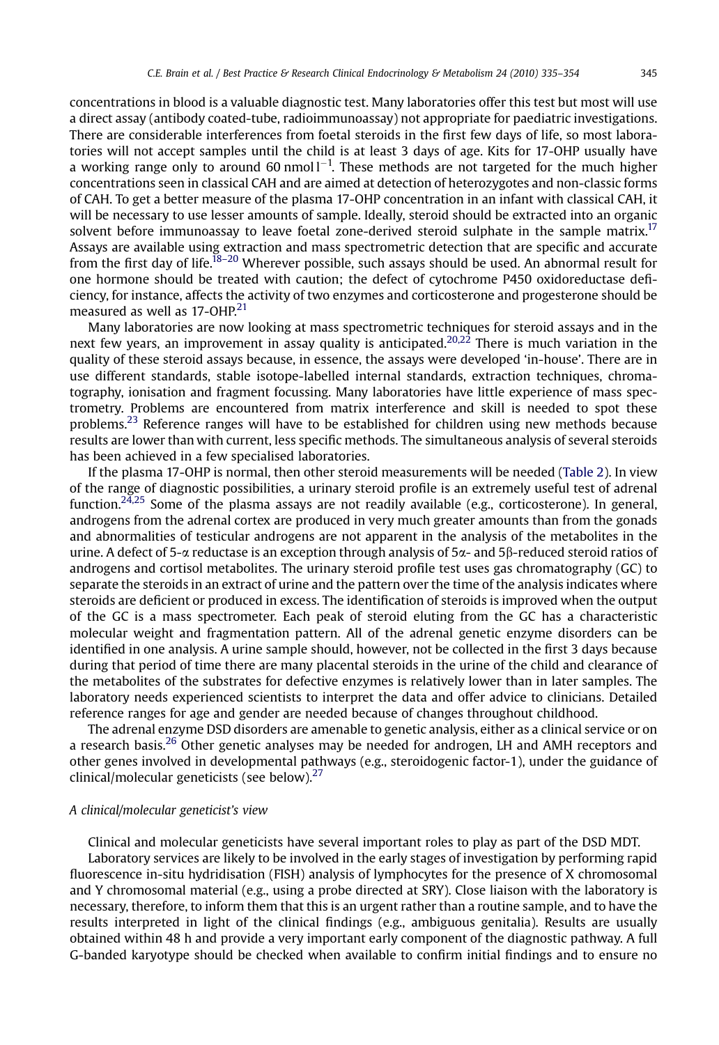concentrations in blood is a valuable diagnostic test. Many laboratories offer this test but most will use a direct assay (antibody coated-tube, radioimmunoassay) not appropriate for paediatric investigations. There are considerable interferences from foetal steroids in the first few days of life, so most laboratories will not accept samples until the child is at least 3 days of age. Kits for 17-OHP usually have a working range only to around 60 nmol $l^{-1}$. These methods are not targeted for the much higher concentrations seen in classical CAH and are aimed at detection of heterozygotes and non-classic forms of CAH. To get a better measure of the plasma 17-OHP concentration in an infant with classical CAH, it will be necessary to use lesser amounts of sample. Ideally, steroid should be extracted into an organic solvent before immunoassay to leave foetal zone-derived steroid sulphate in the sample matrix.[17] Assays are available using extraction and mass spectrometric detection that are specific and accurate from the first day of life.[18–20] Wherever possible, such assays should be used. An abnormal result for one hormone should be treated with caution; the defect of cytochrome P450 oxidoreductase deficiency, for instance, affects the activity of two enzymes and corticosterone and progesterone should be measured as well as 17-OHP.[21]

Many laboratories are now looking at mass spectrometric techniques for steroid assays and in the next few years, an improvement in assay quality is anticipated.[20,22] There is much variation in the quality of these steroid assays because, in essence, the assays were developed 'in-house'. There are in use different standards, stable isotope-labelled internal standards, extraction techniques, chromatography, ionisation and fragment focussing. Many laboratories have little experience of mass spectrometry. Problems are encountered from matrix interference and skill is needed to spot these problems.[23] Reference ranges will have to be established for children using new methods because results are lower than with current, less specific methods. The simultaneous analysis of several steroids has been achieved in a few specialised laboratories.

If the plasma 17-OHP is normal, then other steroid measurements will be needed (Table 2). In view of the range of diagnostic possibilities, a urinary steroid profile is an extremely useful test of adrenal function.[24,25] Some of the plasma assays are not readily available (e.g., corticosterone). In general, androgens from the adrenal cortex are produced in very much greater amounts than from the gonads and abnormalities of testicular androgens are not apparent in the analysis of the metabolites in the urine. A defect of 5-α reductase is an exception through analysis of 5α- and 5β-reduced steroid ratios of androgens and cortisol metabolites. The urinary steroid profile test uses gas chromatography (GC) to separate the steroids in an extract of urine and the pattern over the time of the analysis indicates where steroids are deficient or produced in excess. The identification of steroids is improved when the output of the GC is a mass spectrometer. Each peak of steroid eluting from the GC has a characteristic molecular weight and fragmentation pattern. All of the adrenal genetic enzyme disorders can be identified in one analysis. A urine sample should, however, not be collected in the first 3 days because during that period of time there are many placental steroids in the urine of the child and clearance of the metabolites of the substrates for defective enzymes is relatively lower than in later samples. The laboratory needs experienced scientists to interpret the data and offer advice to clinicians. Detailed reference ranges for age and gender are needed because of changes throughout childhood.

The adrenal enzyme DSD disorders are amenable to genetic analysis, either as a clinical service or on a research basis.[26] Other genetic analyses may be needed for androgen, LH and AMH receptors and other genes involved in developmental pathways (e.g., steroidogenic factor-1), under the guidance of clinical/molecular geneticists (see below).[27]

### *A clinical/molecular geneticist's view*

Clinical and molecular geneticists have several important roles to play as part of the DSD MDT.

Laboratory services are likely to be involved in the early stages of investigation by performing rapid fluorescence in-situ hydridisation (FISH) analysis of lymphocytes for the presence of X chromosomal and Y chromosomal material (e.g., using a probe directed at SRY). Close liaison with the laboratory is necessary, therefore, to inform them that this is an urgent rather than a routine sample, and to have the results interpreted in light of the clinical findings (e.g., ambiguous genitalia). Results are usually obtained within 48 h and provide a very important early component of the diagnostic pathway. A full G-banded karyotype should be checked when available to confirm initial findings and to ensure no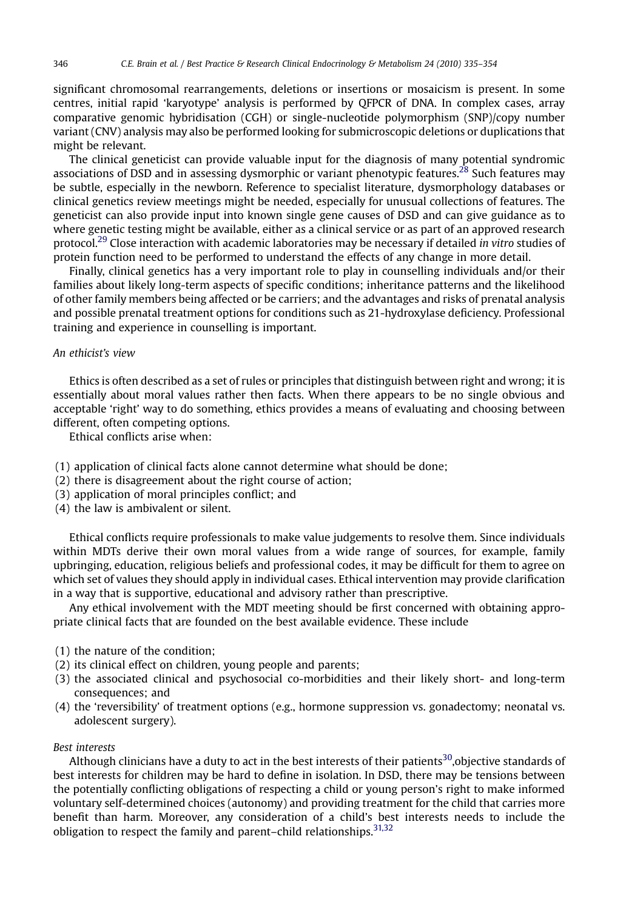significant chromosomal rearrangements, deletions or insertions or mosaicism is present. In some centres, initial rapid 'karyotype' analysis is performed by QFPCR of DNA. In complex cases, array comparative genomic hybridisation (CGH) or single-nucleotide polymorphism (SNP)/copy number variant (CNV) analysis may also be performed looking for submicroscopic deletions or duplications that might be relevant.

The clinical geneticist can provide valuable input for the diagnosis of many potential syndromic associations of DSD and in assessing dysmorphic or variant phenotypic features.[28] Such features may be subtle, especially in the newborn. Reference to specialist literature, dysmorphology databases or clinical genetics review meetings might be needed, especially for unusual collections of features. The geneticist can also provide input into known single gene causes of DSD and can give guidance as to where genetic testing might be available, either as a clinical service or as part of an approved research protocol.[29] Close interaction with academic laboratories may be necessary if detailed *in vitro* studies of protein function need to be performed to understand the effects of any change in more detail.

Finally, clinical genetics has a very important role to play in counselling individuals and/or their families about likely long-term aspects of specific conditions; inheritance patterns and the likelihood of other family members being affected or be carriers; and the advantages and risks of prenatal analysis and possible prenatal treatment options for conditions such as 21-hydroxylase deficiency. Professional training and experience in counselling is important.

### *An ethicist's view*

Ethics is often described as a set of rules or principles that distinguish between right and wrong; it is essentially about moral values rather then facts. When there appears to be no single obvious and acceptable 'right' way to do something, ethics provides a means of evaluating and choosing between different, often competing options.

Ethical conflicts arise when:

(1) application of clinical facts alone cannot determine what should be done;
(2) there is disagreement about the right course of action;
(3) application of moral principles conflict; and
(4) the law is ambivalent or silent.

Ethical conflicts require professionals to make value judgements to resolve them. Since individuals within MDTs derive their own moral values from a wide range of sources, for example, family upbringing, education, religious beliefs and professional codes, it may be difficult for them to agree on which set of values they should apply in individual cases. Ethical intervention may provide clarification in a way that is supportive, educational and advisory rather than prescriptive.

Any ethical involvement with the MDT meeting should be first concerned with obtaining appropriate clinical facts that are founded on the best available evidence. These include

(1) the nature of the condition;
(2) its clinical effect on children, young people and parents;
(3) the associated clinical and psychosocial co-morbidities and their likely short- and long-term consequences; and
(4) the 'reversibility' of treatment options (e.g., hormone suppression vs. gonadectomy; neonatal vs. adolescent surgery).

#### *Best interests*

Although clinicians have a duty to act in the best interests of their patients[30],objective standards of best interests for children may be hard to define in isolation. In DSD, there may be tensions between the potentially conflicting obligations of respecting a child or young person's right to make informed voluntary self-determined choices (autonomy) and providing treatment for the child that carries more benefit than harm. Moreover, any consideration of a child's best interests needs to include the obligation to respect the family and parent–child relationships.[31,32]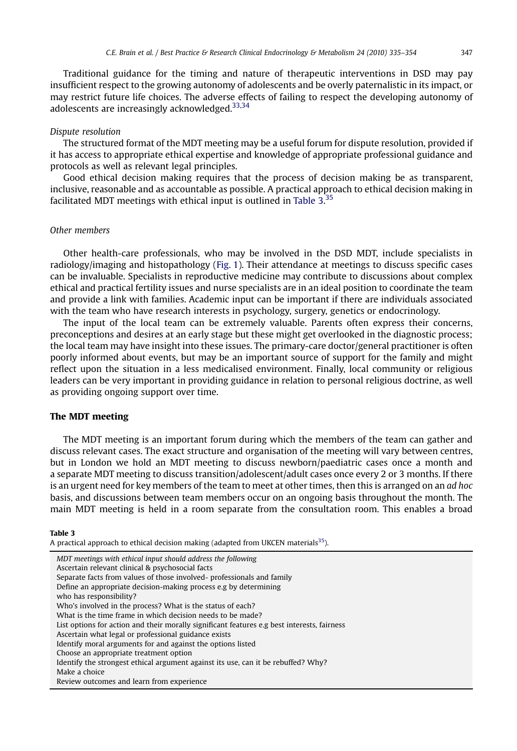Traditional guidance for the timing and nature of therapeutic interventions in DSD may pay insufficient respect to the growing autonomy of adolescents and be overly paternalistic in its impact, or may restrict future life choices. The adverse effects of failing to respect the developing autonomy of adolescents are increasingly acknowledged.[33,34]

*Dispute resolution*

The structured format of the MDT meeting may be a useful forum for dispute resolution, provided if it has access to appropriate ethical expertise and knowledge of appropriate professional guidance and protocols as well as relevant legal principles.

Good ethical decision making requires that the process of decision making be as transparent, inclusive, reasonable and as accountable as possible. A practical approach to ethical decision making in facilitated MDT meetings with ethical input is outlined in Table 3.[35]

*Other members*

Other health-care professionals, who may be involved in the DSD MDT, include specialists in radiology/imaging and histopathology (Fig. 1). Their attendance at meetings to discuss specific cases can be invaluable. Specialists in reproductive medicine may contribute to discussions about complex ethical and practical fertility issues and nurse specialists are in an ideal position to coordinate the team and provide a link with families. Academic input can be important if there are individuals associated with the team who have research interests in psychology, surgery, genetics or endocrinology.

The input of the local team can be extremely valuable. Parents often express their concerns, preconceptions and desires at an early stage but these might get overlooked in the diagnostic process; the local team may have insight into these issues. The primary-care doctor/general practitioner is often poorly informed about events, but may be an important source of support for the family and might reflect upon the situation in a less medicalised environment. Finally, local community or religious leaders can be very important in providing guidance in relation to personal religious doctrine, as well as providing ongoing support over time.

## The MDT meeting

The MDT meeting is an important forum during which the members of the team can gather and discuss relevant cases. The exact structure and organisation of the meeting will vary between centres, but in London we hold an MDT meeting to discuss newborn/paediatric cases once a month and a separate MDT meeting to discuss transition/adolescent/adult cases once every 2 or 3 months. If there is an urgent need for key members of the team to meet at other times, then this is arranged on an *ad hoc* basis, and discussions between team members occur on an ongoing basis throughout the month. The main MDT meeting is held in a room separate from the consultation room. This enables a broad

**Table 3**
A practical approach to ethical decision making (adapted from UKCEN materials[35]).

| |
|---|
| *MDT meetings with ethical input should address the following* |
| Ascertain relevant clinical & psychosocial facts |
| Separate facts from values of those involved- professionals and family |
| Define an appropriate decision-making process e.g by determining |
| who has responsibility? |
| Who's involved in the process? What is the status of each? |
| What is the time frame in which decision needs to be made? |
| List options for action and their morally significant features e.g best interests, fairness |
| Ascertain what legal or professional guidance exists |
| Identify moral arguments for and against the options listed |
| Choose an appropriate treatment option |
| Identify the strongest ethical argument against its use, can it be rebuffed? Why? |
| Make a choice |
| Review outcomes and learn from experience |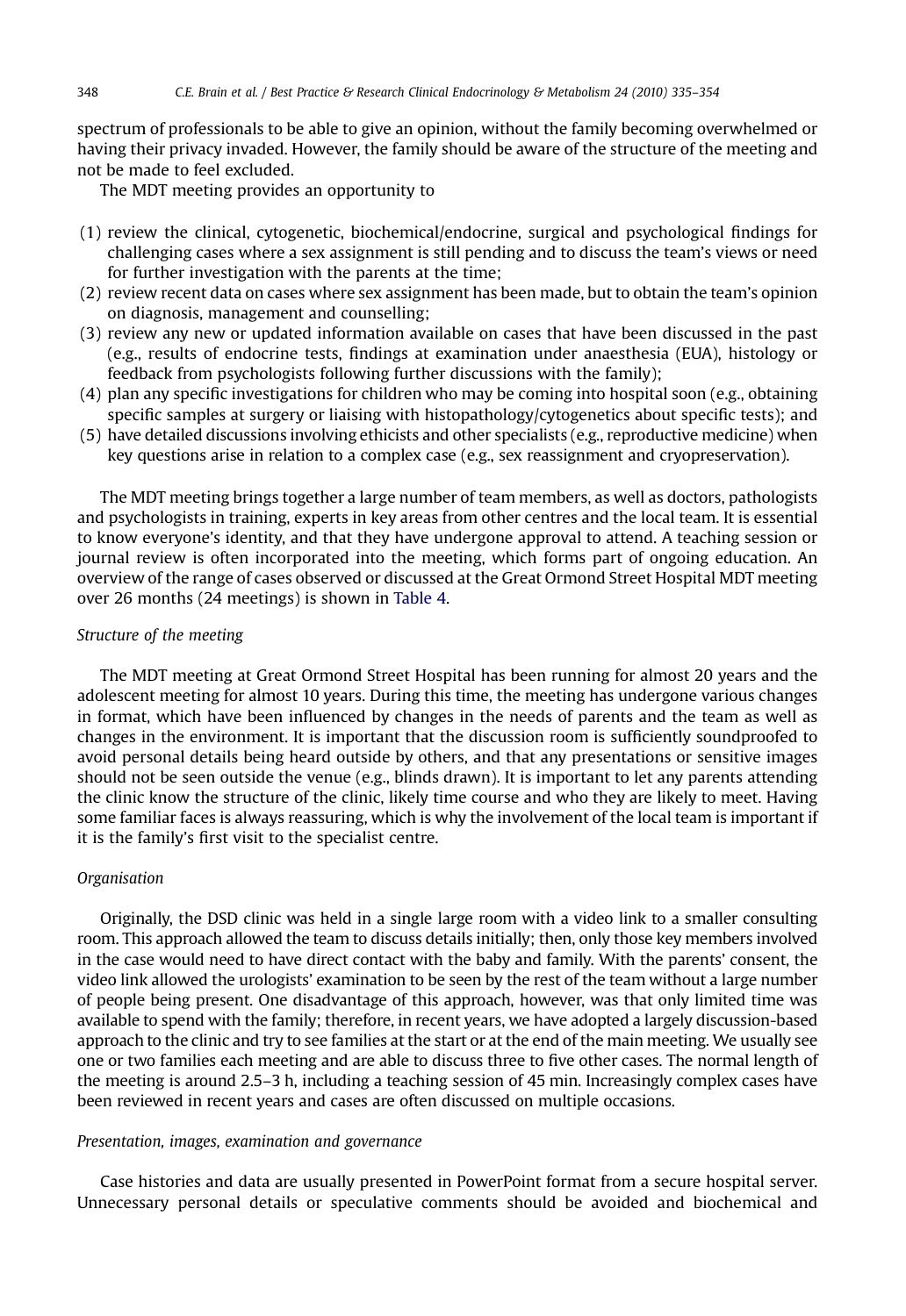spectrum of professionals to be able to give an opinion, without the family becoming overwhelmed or having their privacy invaded. However, the family should be aware of the structure of the meeting and not be made to feel excluded.

The MDT meeting provides an opportunity to

(1) review the clinical, cytogenetic, biochemical/endocrine, surgical and psychological findings for challenging cases where a sex assignment is still pending and to discuss the team's views or need for further investigation with the parents at the time;
(2) review recent data on cases where sex assignment has been made, but to obtain the team's opinion on diagnosis, management and counselling;
(3) review any new or updated information available on cases that have been discussed in the past (e.g., results of endocrine tests, findings at examination under anaesthesia (EUA), histology or feedback from psychologists following further discussions with the family);
(4) plan any specific investigations for children who may be coming into hospital soon (e.g., obtaining specific samples at surgery or liaising with histopathology/cytogenetics about specific tests); and
(5) have detailed discussions involving ethicists and other specialists (e.g., reproductive medicine) when key questions arise in relation to a complex case (e.g., sex reassignment and cryopreservation).

The MDT meeting brings together a large number of team members, as well as doctors, pathologists and psychologists in training, experts in key areas from other centres and the local team. It is essential to know everyone's identity, and that they have undergone approval to attend. A teaching session or journal review is often incorporated into the meeting, which forms part of ongoing education. An overview of the range of cases observed or discussed at the Great Ormond Street Hospital MDT meeting over 26 months (24 meetings) is shown in Table 4.

### *Structure of the meeting*

The MDT meeting at Great Ormond Street Hospital has been running for almost 20 years and the adolescent meeting for almost 10 years. During this time, the meeting has undergone various changes in format, which have been influenced by changes in the needs of parents and the team as well as changes in the environment. It is important that the discussion room is sufficiently soundproofed to avoid personal details being heard outside by others, and that any presentations or sensitive images should not be seen outside the venue (e.g., blinds drawn). It is important to let any parents attending the clinic know the structure of the clinic, likely time course and who they are likely to meet. Having some familiar faces is always reassuring, which is why the involvement of the local team is important if it is the family's first visit to the specialist centre.

### *Organisation*

Originally, the DSD clinic was held in a single large room with a video link to a smaller consulting room. This approach allowed the team to discuss details initially; then, only those key members involved in the case would need to have direct contact with the baby and family. With the parents' consent, the video link allowed the urologists' examination to be seen by the rest of the team without a large number of people being present. One disadvantage of this approach, however, was that only limited time was available to spend with the family; therefore, in recent years, we have adopted a largely discussion-based approach to the clinic and try to see families at the start or at the end of the main meeting. We usually see one or two families each meeting and are able to discuss three to five other cases. The normal length of the meeting is around 2.5–3 h, including a teaching session of 45 min. Increasingly complex cases have been reviewed in recent years and cases are often discussed on multiple occasions.

### *Presentation, images, examination and governance*

Case histories and data are usually presented in PowerPoint format from a secure hospital server. Unnecessary personal details or speculative comments should be avoided and biochemical and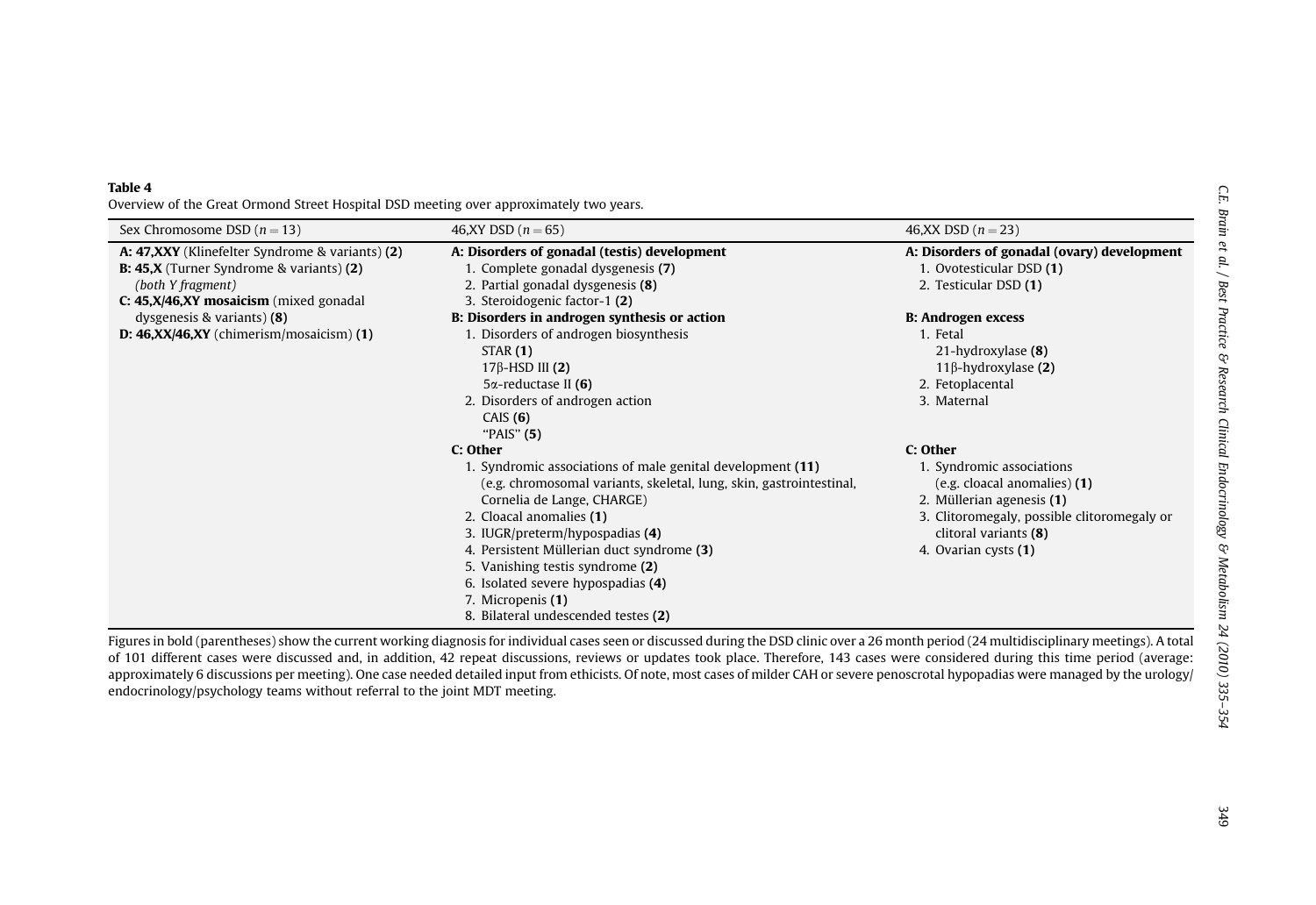**Table 4**

Overview of the Great Ormond Street Hospital DSD meeting over approximately two years.

| Sex Chromosome DSD ($n = 13$) | 46,XY DSD ($n = 65$) | 46,XX DSD ($n = 23$) |
|---|---|---|
| **A: 47,XXY** (Klinefelter Syndrome & variants) **(2)** | **A: Disorders of gonadal (testis) development** | **A: Disorders of gonadal (ovary) development** |
| **B: 45,X** (Turner Syndrome & variants) **(2)** *(both Y fragment)* | 1. Complete gonadal dysgenesis **(7)** | 1. Ovotesticular DSD **(1)** |
| **C: 45,X/46,XY mosaicism** (mixed gonadal dysgenesis & variants) **(8)** | 2. Partial gonadal dysgenesis **(8)** | 2. Testicular DSD **(1)** |
| **D: 46,XX/46,XY** (chimerism/mosaicism) **(1)** | 3. Steroidogenic factor-1 **(2)** | |
| | **B: Disorders in androgen synthesis or action** | **B: Androgen excess** |
| | 1. Disorders of androgen biosynthesis | 1. Fetal |
| | STAR **(1)** | 21-hydroxylase **(8)** |
| | 17β-HSD III **(2)** | 11β-hydroxylase **(2)** |
| | 5α-reductase II **(6)** | 2. Fetoplacental |
| | 2. Disorders of androgen action | 3. Maternal |
| | CAIS **(6)** | |
| | "PAIS" **(5)** | |
| | **C: Other** | **C: Other** |
| | 1. Syndromic associations of male genital development **(11)** (e.g. chromosomal variants, skeletal, lung, skin, gastrointestinal, Cornelia de Lange, CHARGE) | 1. Syndromic associations (e.g. cloacal anomalies) **(1)** |
| | 2. Cloacal anomalies **(1)** | 2. Müllerian agenesis **(1)** |
| | 3. IUGR/preterm/hypospadias **(4)** | 3. Clitoromegaly, possible clitoromegaly or clitoral variants **(8)** |
| | 4. Persistent Müllerian duct syndrome **(3)** | 4. Ovarian cysts **(1)** |
| | 5. Vanishing testis syndrome **(2)** | |
| | 6. Isolated severe hypospadias **(4)** | |
| | 7. Micropenis **(1)** | |
| | 8. Bilateral undescended testes **(2)** | |

Figures in bold (parentheses) show the current working diagnosis for individual cases seen or discussed during the DSD clinic over a 26 month period (24 multidisciplinary meetings). A total of 101 different cases were discussed and, in addition, 42 repeat discussions, reviews or updates took place. Therefore, 143 cases were considered during this time period (average: approximately 6 discussions per meeting). One case needed detailed input from ethicists. Of note, most cases of milder CAH or severe penoscrotal hypopadias were managed by the urology/endocrinology/psychology teams without referral to the joint MDT meeting.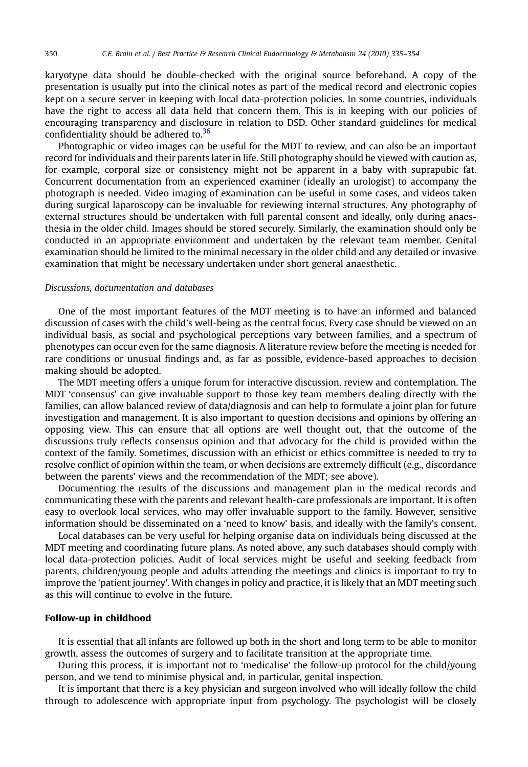karyotype data should be double-checked with the original source beforehand. A copy of the presentation is usually put into the clinical notes as part of the medical record and electronic copies kept on a secure server in keeping with local data-protection policies. In some countries, individuals have the right to access all data held that concern them. This is in keeping with our policies of encouraging transparency and disclosure in relation to DSD. Other standard guidelines for medical confidentiality should be adhered to.[36]

Photographic or video images can be useful for the MDT to review, and can also be an important record for individuals and their parents later in life. Still photography should be viewed with caution as, for example, corporal size or consistency might not be apparent in a baby with suprapubic fat. Concurrent documentation from an experienced examiner (ideally an urologist) to accompany the photograph is needed. Video imaging of examination can be useful in some cases, and videos taken during surgical laparoscopy can be invaluable for reviewing internal structures. Any photography of external structures should be undertaken with full parental consent and ideally, only during anaesthesia in the older child. Images should be stored securely. Similarly, the examination should only be conducted in an appropriate environment and undertaken by the relevant team member. Genital examination should be limited to the minimal necessary in the older child and any detailed or invasive examination that might be necessary undertaken under short general anaesthetic.

### *Discussions, documentation and databases*

One of the most important features of the MDT meeting is to have an informed and balanced discussion of cases with the child's well-being as the central focus. Every case should be viewed on an individual basis, as social and psychological perceptions vary between families, and a spectrum of phenotypes can occur even for the same diagnosis. A literature review before the meeting is needed for rare conditions or unusual findings and, as far as possible, evidence-based approaches to decision making should be adopted.

The MDT meeting offers a unique forum for interactive discussion, review and contemplation. The MDT 'consensus' can give invaluable support to those key team members dealing directly with the families, can allow balanced review of data/diagnosis and can help to formulate a joint plan for future investigation and management. It is also important to question decisions and opinions by offering an opposing view. This can ensure that all options are well thought out, that the outcome of the discussions truly reflects consensus opinion and that advocacy for the child is provided within the context of the family. Sometimes, discussion with an ethicist or ethics committee is needed to try to resolve conflict of opinion within the team, or when decisions are extremely difficult (e.g., discordance between the parents' views and the recommendation of the MDT; see above).

Documenting the results of the discussions and management plan in the medical records and communicating these with the parents and relevant health-care professionals are important. It is often easy to overlook local services, who may offer invaluable support to the family. However, sensitive information should be disseminated on a 'need to know' basis, and ideally with the family's consent.

Local databases can be very useful for helping organise data on individuals being discussed at the MDT meeting and coordinating future plans. As noted above, any such databases should comply with local data-protection policies. Audit of local services might be useful and seeking feedback from parents, children/young people and adults attending the meetings and clinics is important to try to improve the 'patient journey'. With changes in policy and practice, it is likely that an MDT meeting such as this will continue to evolve in the future.

## **Follow-up in childhood**

It is essential that all infants are followed up both in the short and long term to be able to monitor growth, assess the outcomes of surgery and to facilitate transition at the appropriate time.

During this process, it is important not to 'medicalise' the follow-up protocol for the child/young person, and we tend to minimise physical and, in particular, genital inspection.

It is important that there is a key physician and surgeon involved who will ideally follow the child through to adolescence with appropriate input from psychology. The psychologist will be closely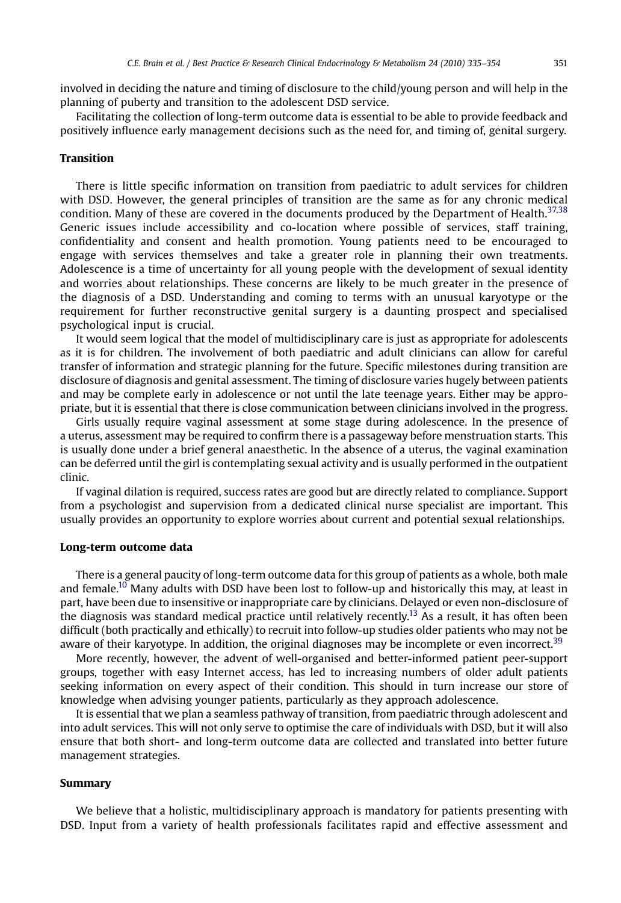involved in deciding the nature and timing of disclosure to the child/young person and will help in the planning of puberty and transition to the adolescent DSD service.

Facilitating the collection of long-term outcome data is essential to be able to provide feedback and positively influence early management decisions such as the need for, and timing of, genital surgery.

## Transition

There is little specific information on transition from paediatric to adult services for children with DSD. However, the general principles of transition are the same as for any chronic medical condition. Many of these are covered in the documents produced by the Department of Health.[37,38] Generic issues include accessibility and co-location where possible of services, staff training, confidentiality and consent and health promotion. Young patients need to be encouraged to engage with services themselves and take a greater role in planning their own treatments. Adolescence is a time of uncertainty for all young people with the development of sexual identity and worries about relationships. These concerns are likely to be much greater in the presence of the diagnosis of a DSD. Understanding and coming to terms with an unusual karyotype or the requirement for further reconstructive genital surgery is a daunting prospect and specialised psychological input is crucial.

It would seem logical that the model of multidisciplinary care is just as appropriate for adolescents as it is for children. The involvement of both paediatric and adult clinicians can allow for careful transfer of information and strategic planning for the future. Specific milestones during transition are disclosure of diagnosis and genital assessment. The timing of disclosure varies hugely between patients and may be complete early in adolescence or not until the late teenage years. Either may be appropriate, but it is essential that there is close communication between clinicians involved in the progress.

Girls usually require vaginal assessment at some stage during adolescence. In the presence of a uterus, assessment may be required to confirm there is a passageway before menstruation starts. This is usually done under a brief general anaesthetic. In the absence of a uterus, the vaginal examination can be deferred until the girl is contemplating sexual activity and is usually performed in the outpatient clinic.

If vaginal dilation is required, success rates are good but are directly related to compliance. Support from a psychologist and supervision from a dedicated clinical nurse specialist are important. This usually provides an opportunity to explore worries about current and potential sexual relationships.

## Long-term outcome data

There is a general paucity of long-term outcome data for this group of patients as a whole, both male and female.[10] Many adults with DSD have been lost to follow-up and historically this may, at least in part, have been due to insensitive or inappropriate care by clinicians. Delayed or even non-disclosure of the diagnosis was standard medical practice until relatively recently.[13] As a result, it has often been difficult (both practically and ethically) to recruit into follow-up studies older patients who may not be aware of their karyotype. In addition, the original diagnoses may be incomplete or even incorrect.[39]

More recently, however, the advent of well-organised and better-informed patient peer-support groups, together with easy Internet access, has led to increasing numbers of older adult patients seeking information on every aspect of their condition. This should in turn increase our store of knowledge when advising younger patients, particularly as they approach adolescence.

It is essential that we plan a seamless pathway of transition, from paediatric through adolescent and into adult services. This will not only serve to optimise the care of individuals with DSD, but it will also ensure that both short- and long-term outcome data are collected and translated into better future management strategies.

## Summary

We believe that a holistic, multidisciplinary approach is mandatory for patients presenting with DSD. Input from a variety of health professionals facilitates rapid and effective assessment and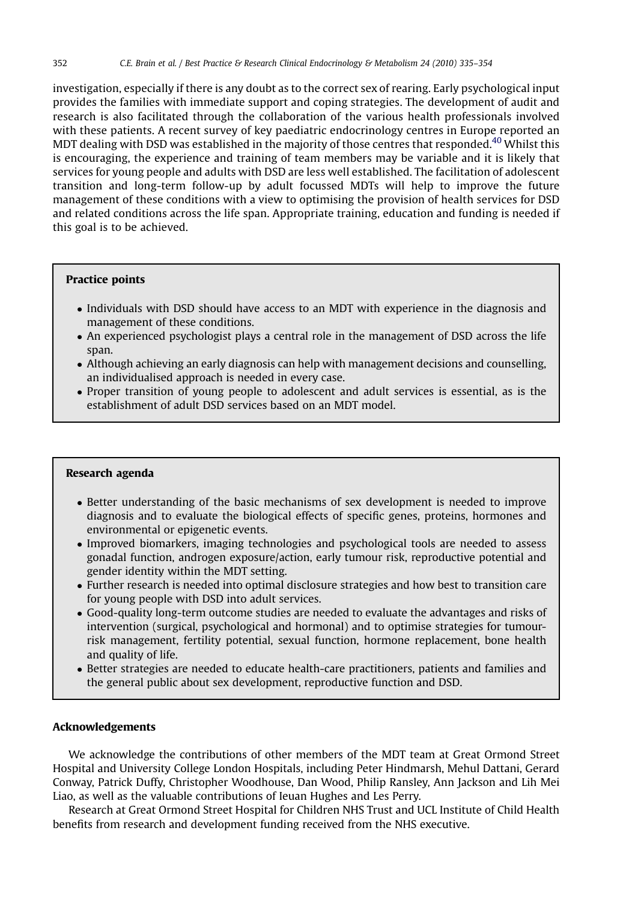investigation, especially if there is any doubt as to the correct sex of rearing. Early psychological input provides the families with immediate support and coping strategies. The development of audit and research is also facilitated through the collaboration of the various health professionals involved with these patients. A recent survey of key paediatric endocrinology centres in Europe reported an MDT dealing with DSD was established in the majority of those centres that responded.[40] Whilst this is encouraging, the experience and training of team members may be variable and it is likely that services for young people and adults with DSD are less well established. The facilitation of adolescent transition and long-term follow-up by adult focussed MDTs will help to improve the future management of these conditions with a view to optimising the provision of health services for DSD and related conditions across the life span. Appropriate training, education and funding is needed if this goal is to be achieved.

**Practice points**

- Individuals with DSD should have access to an MDT with experience in the diagnosis and management of these conditions.
- An experienced psychologist plays a central role in the management of DSD across the life span.
- Although achieving an early diagnosis can help with management decisions and counselling, an individualised approach is needed in every case.
- Proper transition of young people to adolescent and adult services is essential, as is the establishment of adult DSD services based on an MDT model.

**Research agenda**

- Better understanding of the basic mechanisms of sex development is needed to improve diagnosis and to evaluate the biological effects of specific genes, proteins, hormones and environmental or epigenetic events.
- Improved biomarkers, imaging technologies and psychological tools are needed to assess gonadal function, androgen exposure/action, early tumour risk, reproductive potential and gender identity within the MDT setting.
- Further research is needed into optimal disclosure strategies and how best to transition care for young people with DSD into adult services.
- Good-quality long-term outcome studies are needed to evaluate the advantages and risks of intervention (surgical, psychological and hormonal) and to optimise strategies for tumour-risk management, fertility potential, sexual function, hormone replacement, bone health and quality of life.
- Better strategies are needed to educate health-care practitioners, patients and families and the general public about sex development, reproductive function and DSD.

## Acknowledgements

We acknowledge the contributions of other members of the MDT team at Great Ormond Street Hospital and University College London Hospitals, including Peter Hindmarsh, Mehul Dattani, Gerard Conway, Patrick Duffy, Christopher Woodhouse, Dan Wood, Philip Ransley, Ann Jackson and Lih Mei Liao, as well as the valuable contributions of Ieuan Hughes and Les Perry.

Research at Great Ormond Street Hospital for Children NHS Trust and UCL Institute of Child Health benefits from research and development funding received from the NHS executive.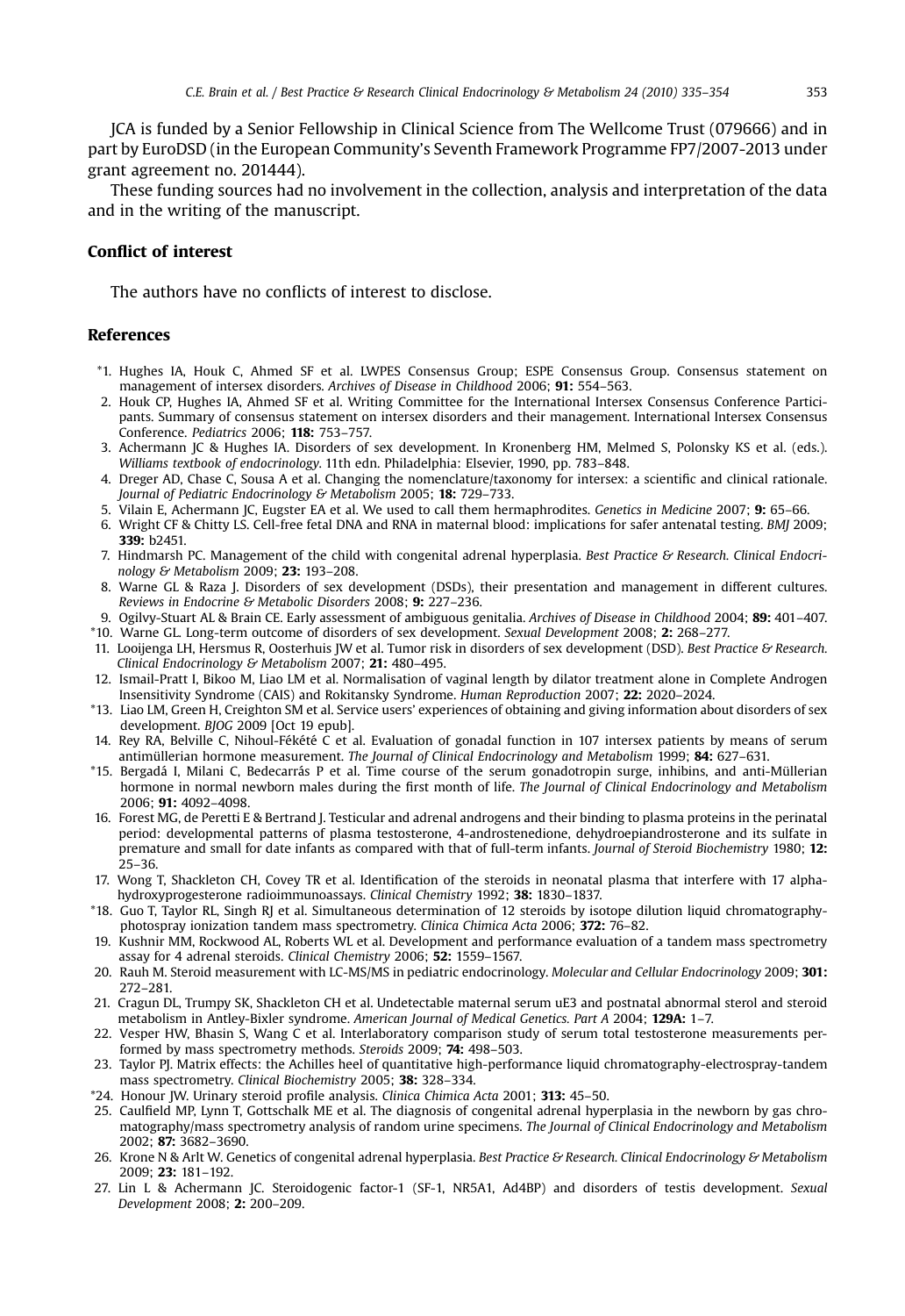JCA is funded by a Senior Fellowship in Clinical Science from The Wellcome Trust (079666) and in part by EuroDSD (in the European Community's Seventh Framework Programme FP7/2007-2013 under grant agreement no. 201444).

These funding sources had no involvement in the collection, analysis and interpretation of the data and in the writing of the manuscript.

## Conflict of interest

The authors have no conflicts of interest to disclose.

## References

*1. Hughes IA, Houk C, Ahmed SF et al. LWPES Consensus Group; ESPE Consensus Group. Consensus statement on management of intersex disorders. *Archives of Disease in Childhood* 2006; **91:** 554–563.
2. Houk CP, Hughes IA, Ahmed SF et al. Writing Committee for the International Intersex Consensus Conference Participants. Summary of consensus statement on intersex disorders and their management. International Intersex Consensus Conference. *Pediatrics* 2006; **118:** 753–757.
3. Achermann JC & Hughes IA. Disorders of sex development. In Kronenberg HM, Melmed S, Polonsky KS et al. (eds.). *Williams textbook of endocrinology*. 11th edn. Philadelphia: Elsevier, 1990, pp. 783–848.
4. Dreger AD, Chase C, Sousa A et al. Changing the nomenclature/taxonomy for intersex: a scientific and clinical rationale. *Journal of Pediatric Endocrinology & Metabolism* 2005; **18:** 729–733.
5. Vilain E, Achermann JC, Eugster EA et al. We used to call them hermaphrodites. *Genetics in Medicine* 2007; **9:** 65–66.
6. Wright CF & Chitty LS. Cell-free fetal DNA and RNA in maternal blood: implications for safer antenatal testing. *BMJ* 2009; **339:** b2451.
7. Hindmarsh PC. Management of the child with congenital adrenal hyperplasia. *Best Practice & Research. Clinical Endocrinology & Metabolism* 2009; **23:** 193–208.
8. Warne GL & Raza J. Disorders of sex development (DSDs), their presentation and management in different cultures. *Reviews in Endocrine & Metabolic Disorders* 2008; **9:** 227–236.
9. Ogilvy-Stuart AL & Brain CE. Early assessment of ambiguous genitalia. *Archives of Disease in Childhood* 2004; **89:** 401–407.
*10. Warne GL. Long-term outcome of disorders of sex development. *Sexual Development* 2008; **2:** 268–277.
11. Looijenga LH, Hersmus R, Oosterhuis JW et al. Tumor risk in disorders of sex development (DSD). *Best Practice & Research. Clinical Endocrinology & Metabolism* 2007; **21:** 480–495.
12. Ismail-Pratt I, Bikoo M, Liao LM et al. Normalisation of vaginal length by dilator treatment alone in Complete Androgen Insensitivity Syndrome (CAIS) and Rokitansky Syndrome. *Human Reproduction* 2007; **22:** 2020–2024.
*13. Liao LM, Green H, Creighton SM et al. Service users' experiences of obtaining and giving information about disorders of sex development. *BJOG* 2009 [Oct 19 epub].
14. Rey RA, Belville C, Nihoul-Fékété C et al. Evaluation of gonadal function in 107 intersex patients by means of serum antimüllerian hormone measurement. *The Journal of Clinical Endocrinology and Metabolism* 1999; **84:** 627–631.
*15. Bergadá I, Milani C, Bedecarrás P et al. Time course of the serum gonadotropin surge, inhibins, and anti-Müllerian hormone in normal newborn males during the first month of life. *The Journal of Clinical Endocrinology and Metabolism* 2006; **91:** 4092–4098.
16. Forest MG, de Peretti E & Bertrand J. Testicular and adrenal androgens and their binding to plasma proteins in the perinatal period: developmental patterns of plasma testosterone, 4-androstenedione, dehydroepiandrosterone and its sulfate in premature and small for date infants as compared with that of full-term infants. *Journal of Steroid Biochemistry* 1980; **12:** 25–36.
17. Wong T, Shackleton CH, Covey TR et al. Identification of the steroids in neonatal plasma that interfere with 17 alpha-hydroxyprogesterone radioimmunoassays. *Clinical Chemistry* 1992; **38:** 1830–1837.
*18. Guo T, Taylor RL, Singh RJ et al. Simultaneous determination of 12 steroids by isotope dilution liquid chromatography-photospray ionization tandem mass spectrometry. *Clinica Chimica Acta* 2006; **372:** 76–82.
19. Kushnir MM, Rockwood AL, Roberts WL et al. Development and performance evaluation of a tandem mass spectrometry assay for 4 adrenal steroids. *Clinical Chemistry* 2006; **52:** 1559–1567.
20. Rauh M. Steroid measurement with LC-MS/MS in pediatric endocrinology. *Molecular and Cellular Endocrinology* 2009; **301:** 272–281.
21. Cragun DL, Trumpy SK, Shackleton CH et al. Undetectable maternal serum uE3 and postnatal abnormal sterol and steroid metabolism in Antley-Bixler syndrome. *American Journal of Medical Genetics. Part A* 2004; **129A:** 1–7.
22. Vesper HW, Bhasin S, Wang C et al. Interlaboratory comparison study of serum total testosterone measurements performed by mass spectrometry methods. *Steroids* 2009; **74:** 498–503.
23. Taylor PJ. Matrix effects: the Achilles heel of quantitative high-performance liquid chromatography-electrospray-tandem mass spectrometry. *Clinical Biochemistry* 2005; **38:** 328–334.
*24. Honour JW. Urinary steroid profile analysis. *Clinica Chimica Acta* 2001; **313:** 45–50.
25. Caulfield MP, Lynn T, Gottschalk ME et al. The diagnosis of congenital adrenal hyperplasia in the newborn by gas chromatography/mass spectrometry analysis of random urine specimens. *The Journal of Clinical Endocrinology and Metabolism* 2002; **87:** 3682–3690.
26. Krone N & Arlt W. Genetics of congenital adrenal hyperplasia. *Best Practice & Research. Clinical Endocrinology & Metabolism* 2009; **23:** 181–192.
27. Lin L & Achermann JC. Steroidogenic factor-1 (SF-1, NR5A1, Ad4BP) and disorders of testis development. *Sexual Development* 2008; **2:** 200–209.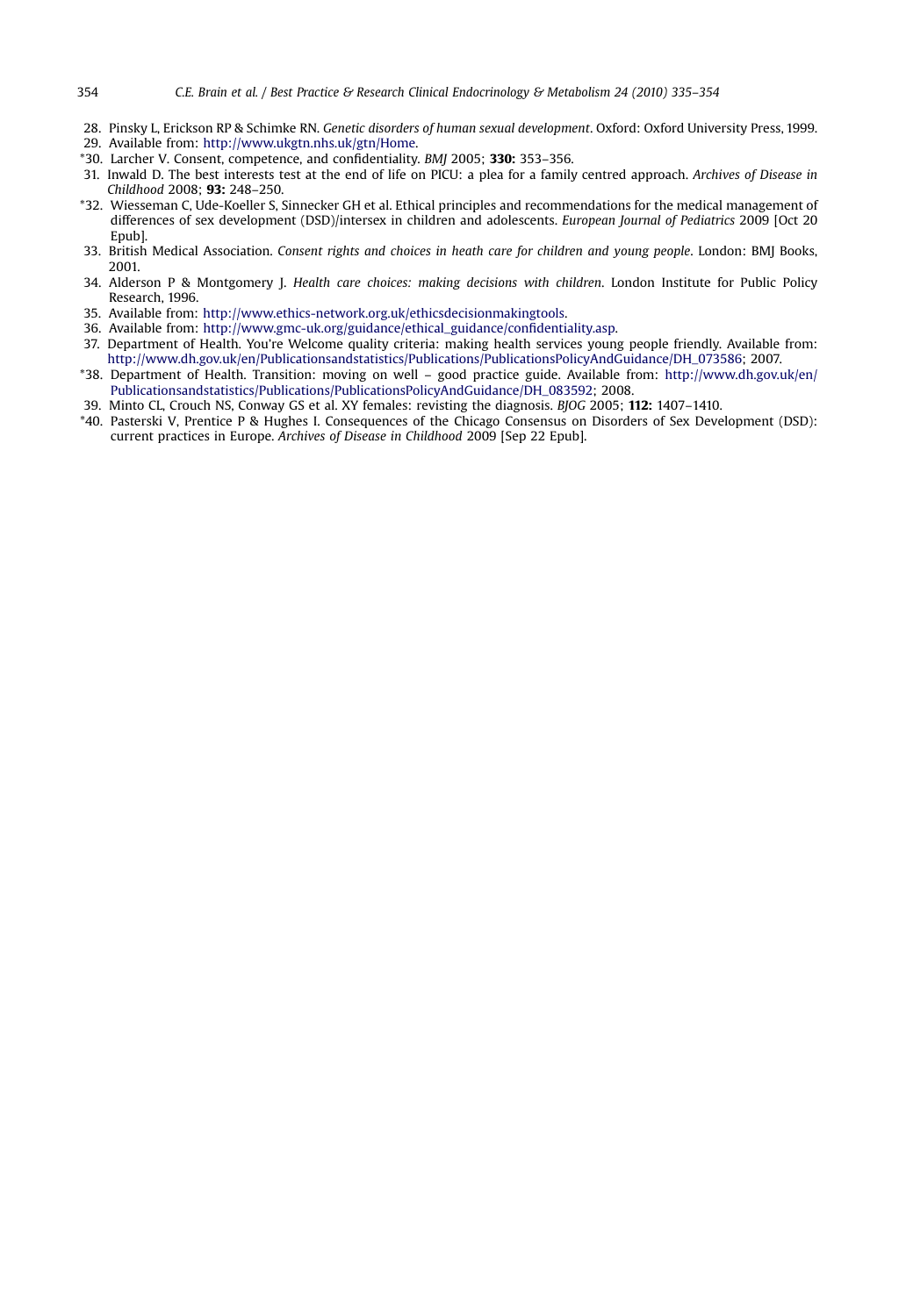28. Pinsky L, Erickson RP & Schimke RN. *Genetic disorders of human sexual development*. Oxford: Oxford University Press, 1999.
29. Available from: http://www.ukgtn.nhs.uk/gtn/Home.
*30. Larcher V. Consent, competence, and confidentiality. *BMJ* 2005; **330:** 353–356.
31. Inwald D. The best interests test at the end of life on PICU: a plea for a family centred approach. *Archives of Disease in Childhood* 2008; **93:** 248–250.
*32. Wiesseman C, Ude-Koeller S, Sinnecker GH et al. Ethical principles and recommendations for the medical management of differences of sex development (DSD)/intersex in children and adolescents. *European Journal of Pediatrics* 2009 [Oct 20 Epub].
33. British Medical Association. *Consent rights and choices in heath care for children and young people*. London: BMJ Books, 2001.
34. Alderson P & Montgomery J. *Health care choices: making decisions with children*. London Institute for Public Policy Research, 1996.
35. Available from: http://www.ethics-network.org.uk/ethicsdecisionmakingtools.
36. Available from: http://www.gmc-uk.org/guidance/ethical_guidance/confidentiality.asp.
37. Department of Health. You're Welcome quality criteria: making health services young people friendly. Available from: http://www.dh.gov.uk/en/Publicationsandstatistics/Publications/PublicationsPolicyAndGuidance/DH_073586; 2007.
*38. Department of Health. Transition: moving on well – good practice guide. Available from: http://www.dh.gov.uk/en/Publicationsandstatistics/Publications/PublicationsPolicyAndGuidance/DH_083592; 2008.
39. Minto CL, Crouch NS, Conway GS et al. XY females: revisting the diagnosis. *BJOG* 2005; **112:** 1407–1410.
*40. Pasterski V, Prentice P & Hughes I. Consequences of the Chicago Consensus on Disorders of Sex Development (DSD): current practices in Europe. *Archives of Disease in Childhood* 2009 [Sep 22 Epub].